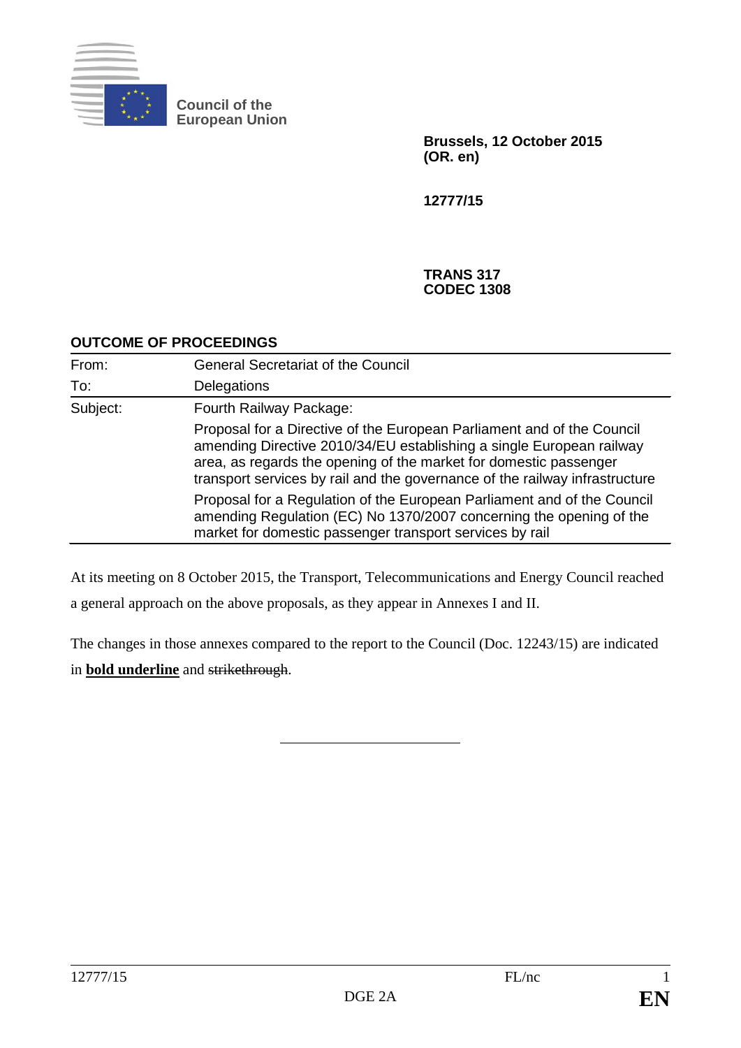**Council of the European Union**

**Brussels, 12 October 2015 (OR. en)**

**12777/15**

**TRANS 317**
**CODEC 1308**

## OUTCOME OF PROCEEDINGS

| | |
|---|---|
| From: | General Secretariat of the Council |
| To: | Delegations |
| Subject: | Fourth Railway Package: |
| | Proposal for a Directive of the European Parliament and of the Council amending Directive 2010/34/EU establishing a single European railway area, as regards the opening of the market for domestic passenger transport services by rail and the governance of the railway infrastructure |
| | Proposal for a Regulation of the European Parliament and of the Council amending Regulation (EC) No 1370/2007 concerning the opening of the market for domestic passenger transport services by rail |

At its meeting on 8 October 2015, the Transport, Telecommunications and Energy Council reached a general approach on the above proposals, as they appear in Annexes I and II.

The changes in those annexes compared to the report to the Council (Doc. 12243/15) are indicated in **<u>bold underline</u>** and ~~strikethrough~~.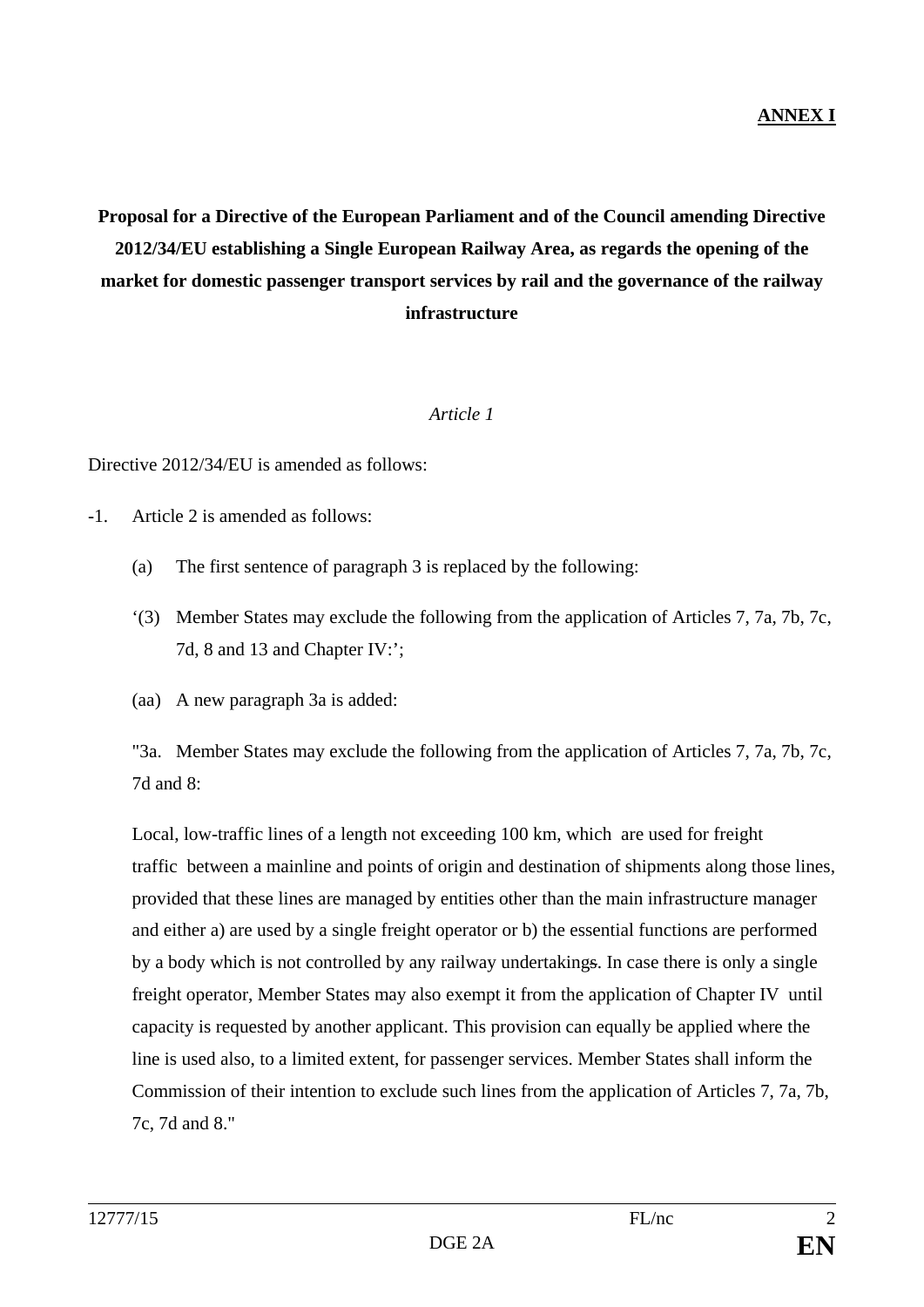**ANNEX I**

**Proposal for a Directive of the European Parliament and of the Council amending Directive 2012/34/EU establishing a Single European Railway Area, as regards the opening of the market for domestic passenger transport services by rail and the governance of the railway infrastructure**

*Article 1*

Directive 2012/34/EU is amended as follows:

-1. Article 2 is amended as follows:

(a) The first sentence of paragraph 3 is replaced by the following:

'(3) Member States may exclude the following from the application of Articles 7, 7a, 7b, 7c, 7d, 8 and 13 and Chapter IV:';

(aa) A new paragraph 3a is added:

"3a. Member States may exclude the following from the application of Articles 7, 7a, 7b, 7c, 7d and 8:

Local, low-traffic lines of a length not exceeding 100 km, which are used for freight traffic between a mainline and points of origin and destination of shipments along those lines, provided that these lines are managed by entities other than the main infrastructure manager and either a) are used by a single freight operator or b) the essential functions are performed by a body which is not controlled by any railway undertakings. In case there is only a single freight operator, Member States may also exempt it from the application of Chapter IV until capacity is requested by another applicant. This provision can equally be applied where the line is used also, to a limited extent, for passenger services. Member States shall inform the Commission of their intention to exclude such lines from the application of Articles 7, 7a, 7b, 7c, 7d and 8."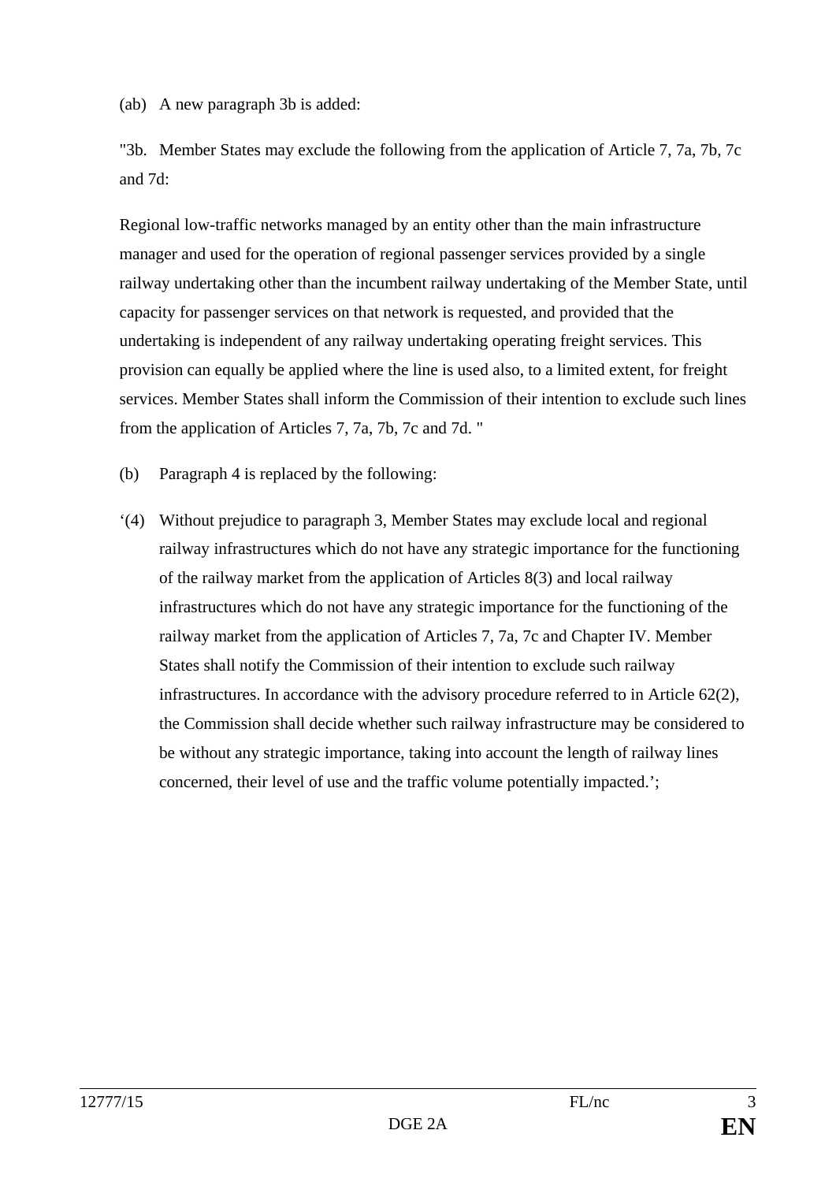(ab) A new paragraph 3b is added:

"3b. Member States may exclude the following from the application of Article 7, 7a, 7b, 7c and 7d:

Regional low-traffic networks managed by an entity other than the main infrastructure manager and used for the operation of regional passenger services provided by a single railway undertaking other than the incumbent railway undertaking of the Member State, until capacity for passenger services on that network is requested, and provided that the undertaking is independent of any railway undertaking operating freight services. This provision can equally be applied where the line is used also, to a limited extent, for freight services. Member States shall inform the Commission of their intention to exclude such lines from the application of Articles 7, 7a, 7b, 7c and 7d. "

(b) Paragraph 4 is replaced by the following:

'(4) Without prejudice to paragraph 3, Member States may exclude local and regional railway infrastructures which do not have any strategic importance for the functioning of the railway market from the application of Articles 8(3) and local railway infrastructures which do not have any strategic importance for the functioning of the railway market from the application of Articles 7, 7a, 7c and Chapter IV. Member States shall notify the Commission of their intention to exclude such railway infrastructures. In accordance with the advisory procedure referred to in Article 62(2), the Commission shall decide whether such railway infrastructure may be considered to be without any strategic importance, taking into account the length of railway lines concerned, their level of use and the traffic volume potentially impacted.';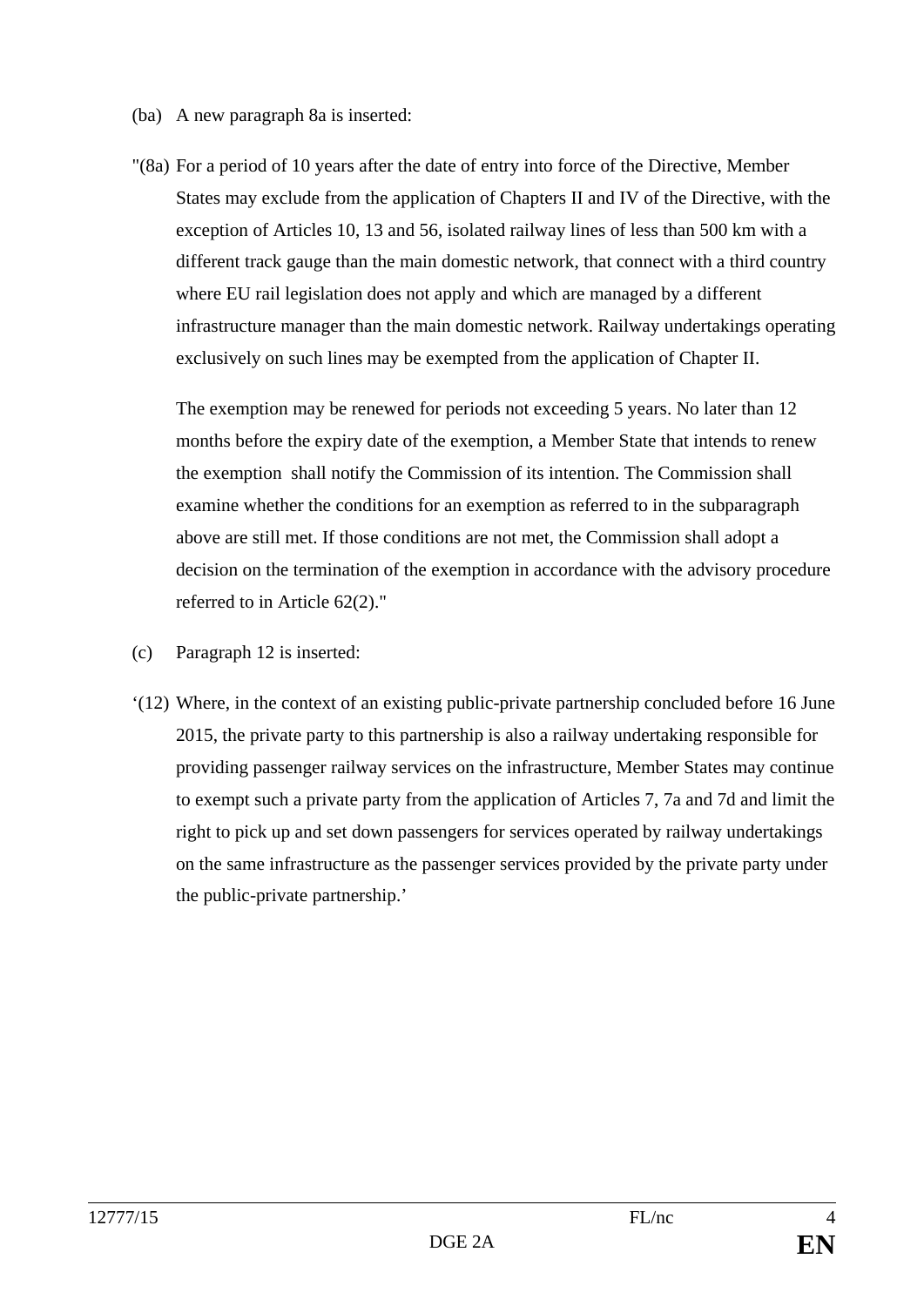(ba) A new paragraph 8a is inserted:

"(8a) For a period of 10 years after the date of entry into force of the Directive, Member States may exclude from the application of Chapters II and IV of the Directive, with the exception of Articles 10, 13 and 56, isolated railway lines of less than 500 km with a different track gauge than the main domestic network, that connect with a third country where EU rail legislation does not apply and which are managed by a different infrastructure manager than the main domestic network. Railway undertakings operating exclusively on such lines may be exempted from the application of Chapter II.

The exemption may be renewed for periods not exceeding 5 years. No later than 12 months before the expiry date of the exemption, a Member State that intends to renew the exemption shall notify the Commission of its intention. The Commission shall examine whether the conditions for an exemption as referred to in the subparagraph above are still met. If those conditions are not met, the Commission shall adopt a decision on the termination of the exemption in accordance with the advisory procedure referred to in Article 62(2)."

(c) Paragraph 12 is inserted:

'(12) Where, in the context of an existing public-private partnership concluded before 16 June 2015, the private party to this partnership is also a railway undertaking responsible for providing passenger railway services on the infrastructure, Member States may continue to exempt such a private party from the application of Articles 7, 7a and 7d and limit the right to pick up and set down passengers for services operated by railway undertakings on the same infrastructure as the passenger services provided by the private party under the public-private partnership.'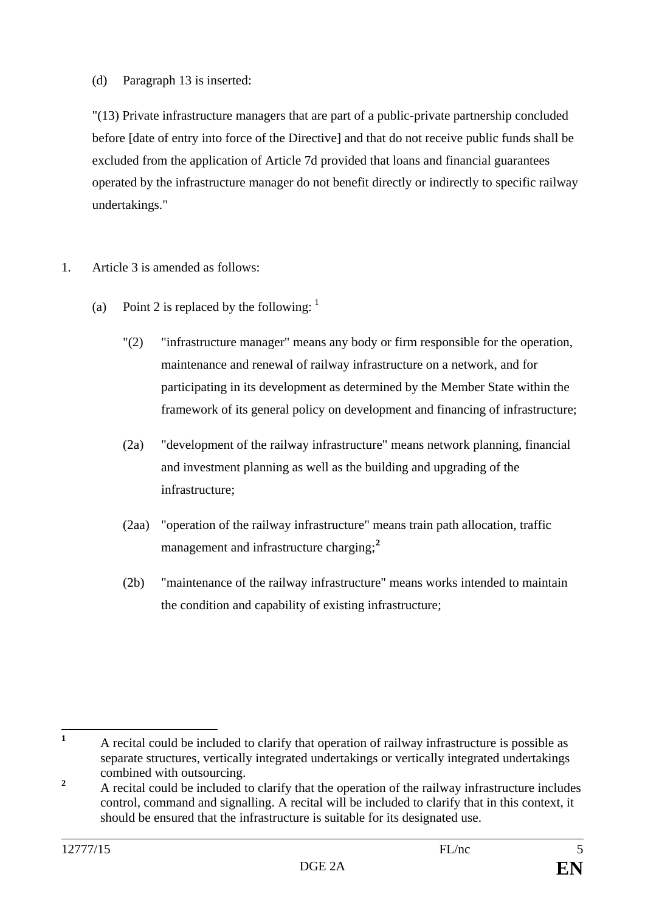(d) Paragraph 13 is inserted:

"(13) Private infrastructure managers that are part of a public-private partnership concluded before [date of entry into force of the Directive] and that do not receive public funds shall be excluded from the application of Article 7d provided that loans and financial guarantees operated by the infrastructure manager do not benefit directly or indirectly to specific railway undertakings."

1. Article 3 is amended as follows:

   (a) Point 2 is replaced by the following: [1]

   "(2) "infrastructure manager" means any body or firm responsible for the operation, maintenance and renewal of railway infrastructure on a network, and for participating in its development as determined by the Member State within the framework of its general policy on development and financing of infrastructure;

   (2a) "development of the railway infrastructure" means network planning, financial and investment planning as well as the building and upgrading of the infrastructure;

   (2aa) "operation of the railway infrastructure" means train path allocation, traffic management and infrastructure charging;[2]

   (2b) "maintenance of the railway infrastructure" means works intended to maintain the condition and capability of existing infrastructure;

---

[1] A recital could be included to clarify that operation of railway infrastructure is possible as separate structures, vertically integrated undertakings or vertically integrated undertakings combined with outsourcing.

[2] A recital could be included to clarify that the operation of the railway infrastructure includes control, command and signalling. A recital will be included to clarify that in this context, it should be ensured that the infrastructure is suitable for its designated use.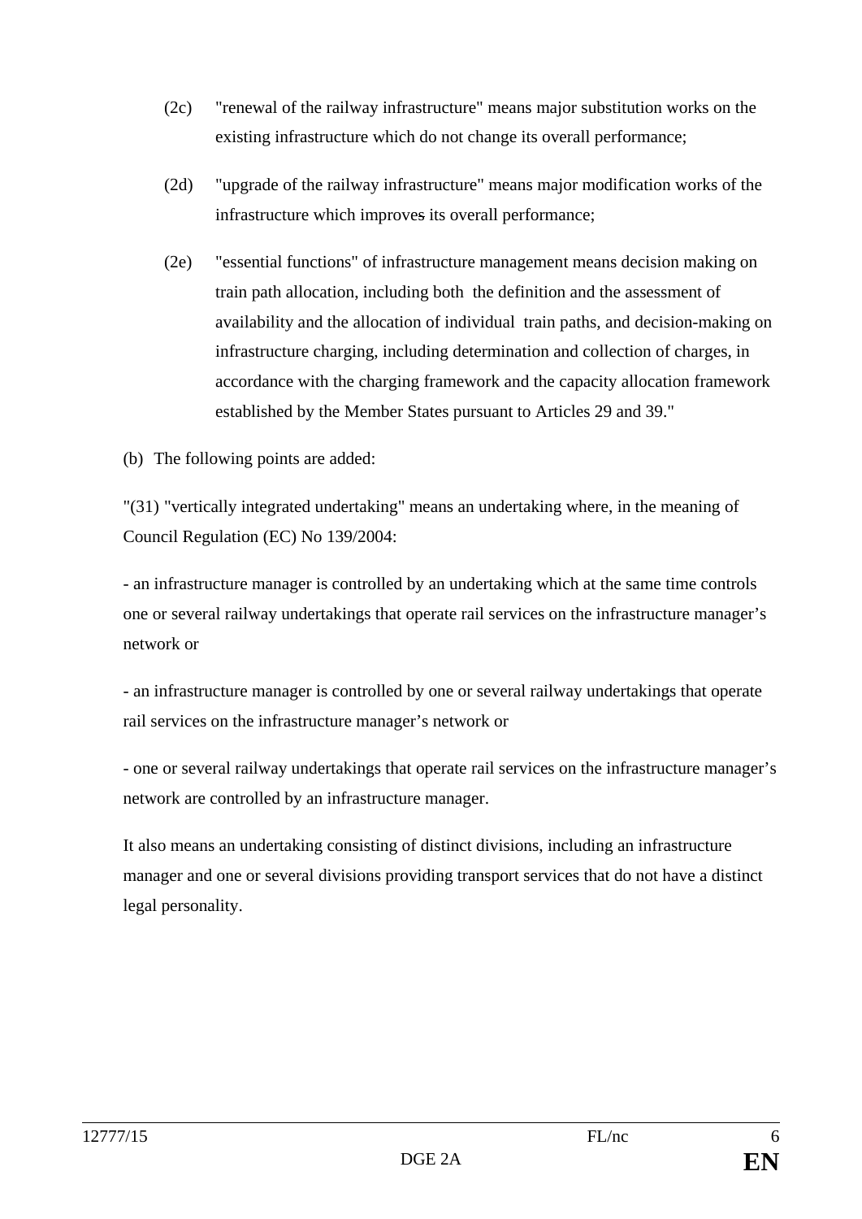(2c) "renewal of the railway infrastructure" means major substitution works on the existing infrastructure which do not change its overall performance;

(2d) "upgrade of the railway infrastructure" means major modification works of the infrastructure which improves its overall performance;

(2e) "essential functions" of infrastructure management means decision making on train path allocation, including both the definition and the assessment of availability and the allocation of individual train paths, and decision-making on infrastructure charging, including determination and collection of charges, in accordance with the charging framework and the capacity allocation framework established by the Member States pursuant to Articles 29 and 39."

(b) The following points are added:

"(31) "vertically integrated undertaking" means an undertaking where, in the meaning of Council Regulation (EC) No 139/2004:

- an infrastructure manager is controlled by an undertaking which at the same time controls one or several railway undertakings that operate rail services on the infrastructure manager's network or

- an infrastructure manager is controlled by one or several railway undertakings that operate rail services on the infrastructure manager's network or

- one or several railway undertakings that operate rail services on the infrastructure manager's network are controlled by an infrastructure manager.

It also means an undertaking consisting of distinct divisions, including an infrastructure manager and one or several divisions providing transport services that do not have a distinct legal personality.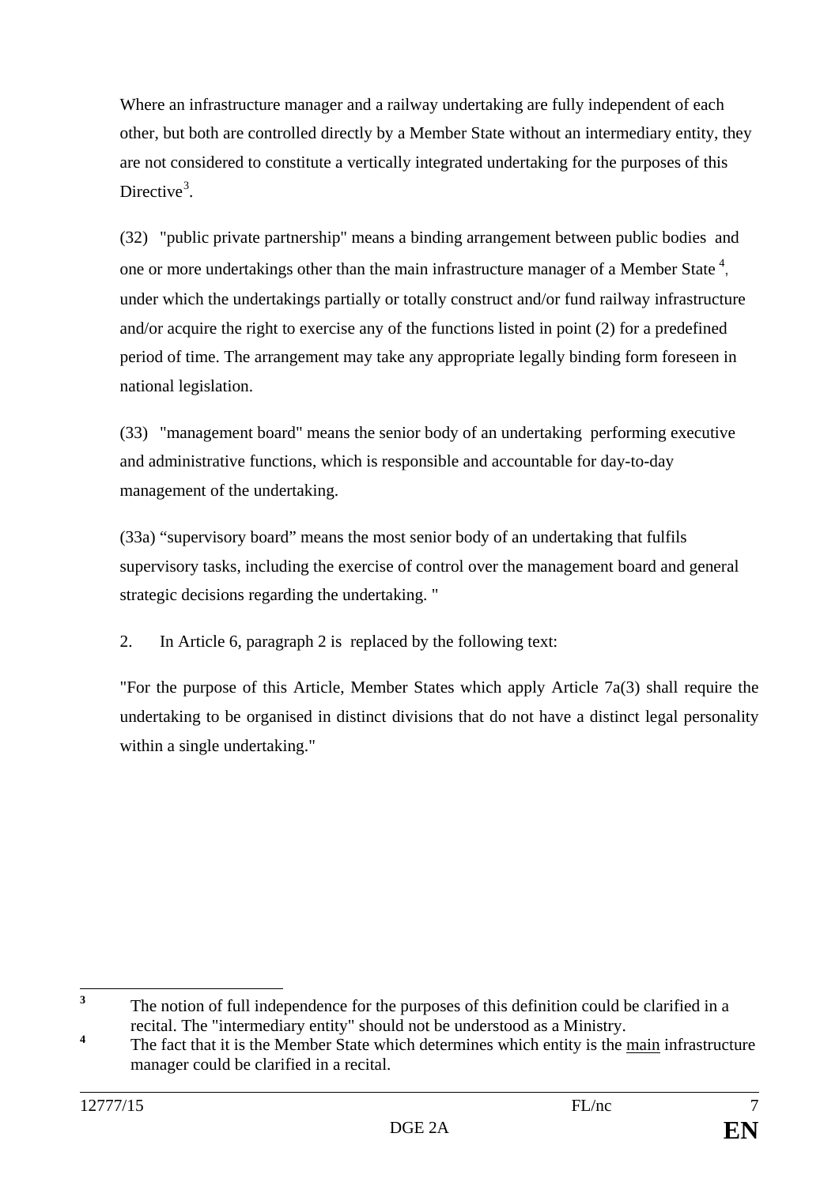Where an infrastructure manager and a railway undertaking are fully independent of each other, but both are controlled directly by a Member State without an intermediary entity, they are not considered to constitute a vertically integrated undertaking for the purposes of this Directive[3].

(32) "public private partnership" means a binding arrangement between public bodies and one or more undertakings other than the main infrastructure manager of a Member State [4], under which the undertakings partially or totally construct and/or fund railway infrastructure and/or acquire the right to exercise any of the functions listed in point (2) for a predefined period of time. The arrangement may take any appropriate legally binding form foreseen in national legislation.

(33) "management board" means the senior body of an undertaking performing executive and administrative functions, which is responsible and accountable for day-to-day management of the undertaking.

(33a) "supervisory board" means the most senior body of an undertaking that fulfils supervisory tasks, including the exercise of control over the management board and general strategic decisions regarding the undertaking. "

2. In Article 6, paragraph 2 is replaced by the following text:

"For the purpose of this Article, Member States which apply Article 7a(3) shall require the undertaking to be organised in distinct divisions that do not have a distinct legal personality within a single undertaking."

---

[3] The notion of full independence for the purposes of this definition could be clarified in a recital. The "intermediary entity" should not be understood as a Ministry.

[4] The fact that it is the Member State which determines which entity is the <u>main</u> infrastructure manager could be clarified in a recital.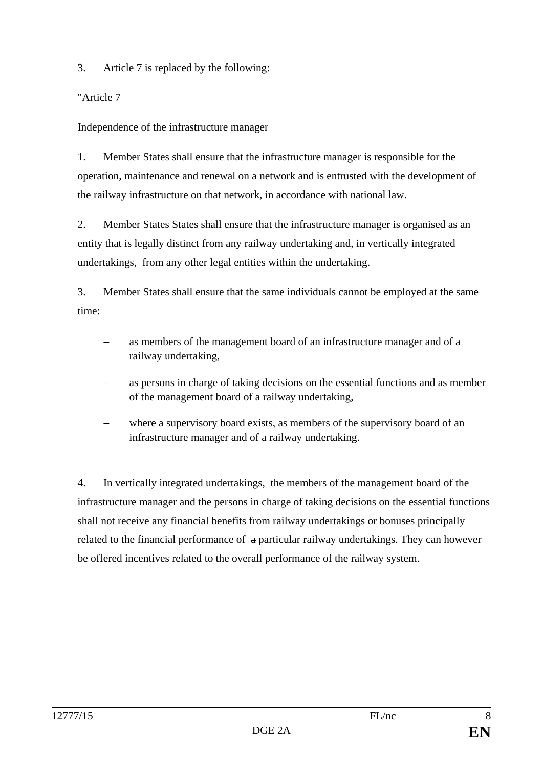3. Article 7 is replaced by the following:

"Article 7

Independence of the infrastructure manager

1. Member States shall ensure that the infrastructure manager is responsible for the operation, maintenance and renewal on a network and is entrusted with the development of the railway infrastructure on that network, in accordance with national law.

2. Member States States shall ensure that the infrastructure manager is organised as an entity that is legally distinct from any railway undertaking and, in vertically integrated undertakings, from any other legal entities within the undertaking.

3. Member States shall ensure that the same individuals cannot be employed at the same time:

- as members of the management board of an infrastructure manager and of a railway undertaking,
- as persons in charge of taking decisions on the essential functions and as member of the management board of a railway undertaking,
- where a supervisory board exists, as members of the supervisory board of an infrastructure manager and of a railway undertaking.

4. In vertically integrated undertakings, the members of the management board of the infrastructure manager and the persons in charge of taking decisions on the essential functions shall not receive any financial benefits from railway undertakings or bonuses principally related to the financial performance of ~~a~~ particular railway undertakings. They can however be offered incentives related to the overall performance of the railway system.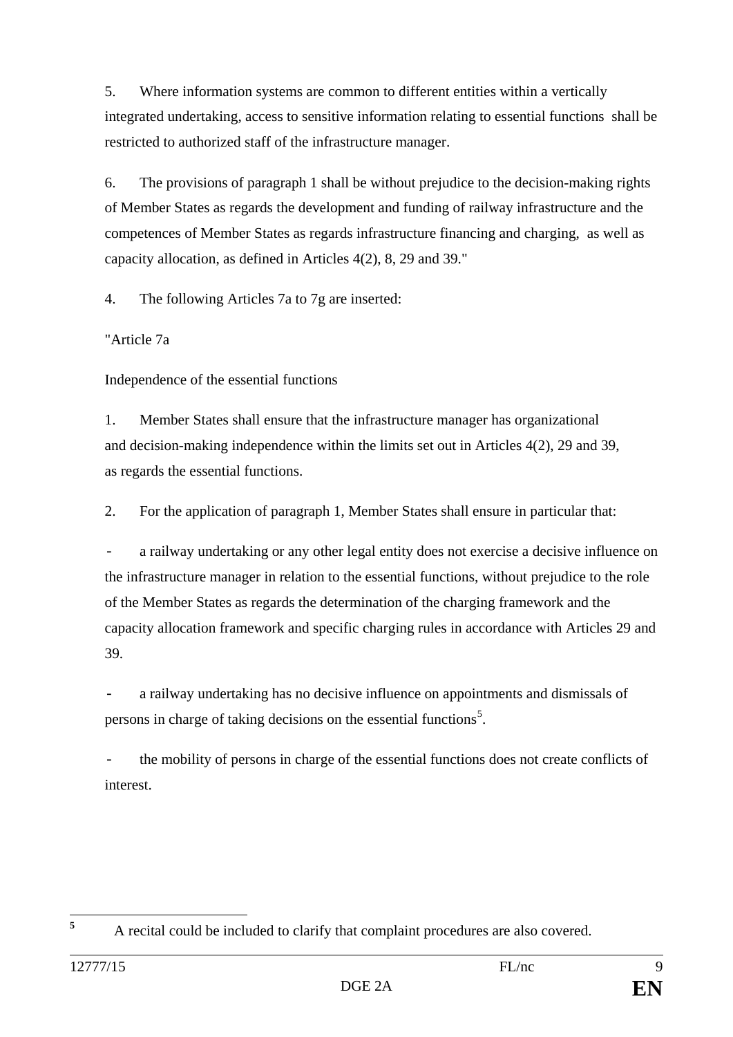5. Where information systems are common to different entities within a vertically integrated undertaking, access to sensitive information relating to essential functions shall be restricted to authorized staff of the infrastructure manager.

6. The provisions of paragraph 1 shall be without prejudice to the decision-making rights of Member States as regards the development and funding of railway infrastructure and the competences of Member States as regards infrastructure financing and charging, as well as capacity allocation, as defined in Articles 4(2), 8, 29 and 39."

4. The following Articles 7a to 7g are inserted:

"Article 7a

Independence of the essential functions

1. Member States shall ensure that the infrastructure manager has organizational and decision-making independence within the limits set out in Articles 4(2), 29 and 39, as regards the essential functions.

2. For the application of paragraph 1, Member States shall ensure in particular that:

- a railway undertaking or any other legal entity does not exercise a decisive influence on the infrastructure manager in relation to the essential functions, without prejudice to the role of the Member States as regards the determination of the charging framework and the capacity allocation framework and specific charging rules in accordance with Articles 29 and 39.

- a railway undertaking has no decisive influence on appointments and dismissals of persons in charge of taking decisions on the essential functions[5].

- the mobility of persons in charge of the essential functions does not create conflicts of interest.

[5] A recital could be included to clarify that complaint procedures are also covered.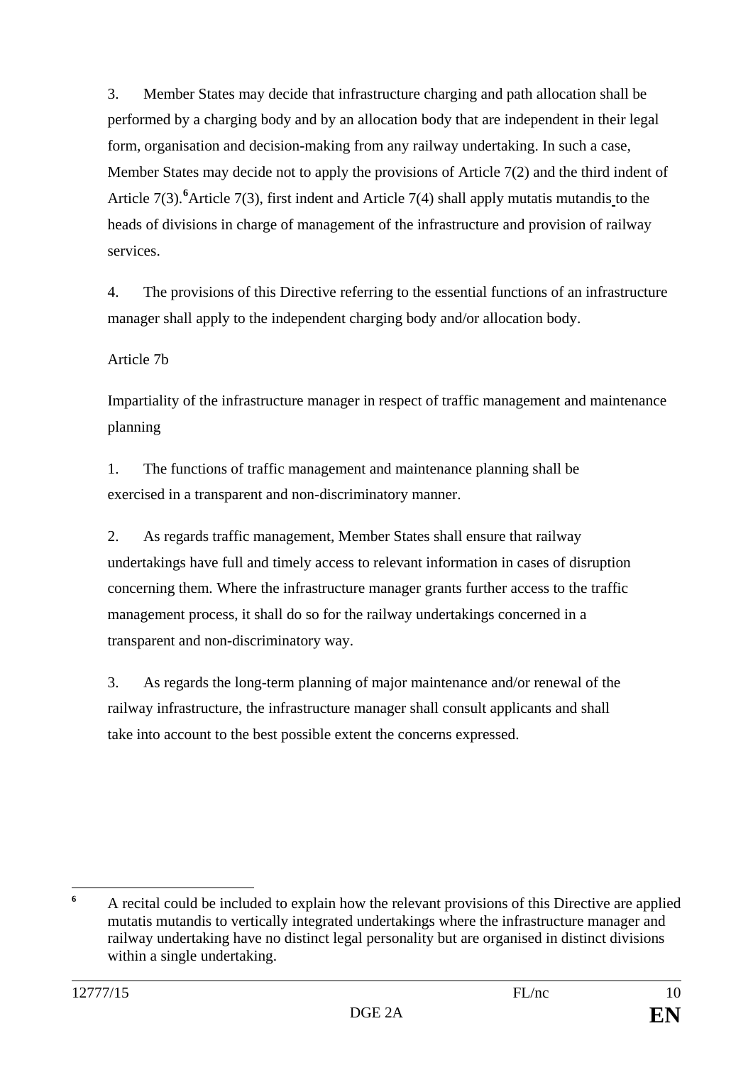3. Member States may decide that infrastructure charging and path allocation shall be performed by a charging body and by an allocation body that are independent in their legal form, organisation and decision-making from any railway undertaking. In such a case, Member States may decide not to apply the provisions of Article 7(2) and the third indent of Article 7(3).[6] Article 7(3), first indent and Article 7(4) shall apply mutatis mutandis to the heads of divisions in charge of management of the infrastructure and provision of railway services.

4. The provisions of this Directive referring to the essential functions of an infrastructure manager shall apply to the independent charging body and/or allocation body.

Article 7b

Impartiality of the infrastructure manager in respect of traffic management and maintenance planning

1. The functions of traffic management and maintenance planning shall be exercised in a transparent and non-discriminatory manner.

2. As regards traffic management, Member States shall ensure that railway undertakings have full and timely access to relevant information in cases of disruption concerning them. Where the infrastructure manager grants further access to the traffic management process, it shall do so for the railway undertakings concerned in a transparent and non-discriminatory way.

3. As regards the long-term planning of major maintenance and/or renewal of the railway infrastructure, the infrastructure manager shall consult applicants and shall take into account to the best possible extent the concerns expressed.

---

[6] A recital could be included to explain how the relevant provisions of this Directive are applied mutatis mutandis to vertically integrated undertakings where the infrastructure manager and railway undertaking have no distinct legal personality but are organised in distinct divisions within a single undertaking.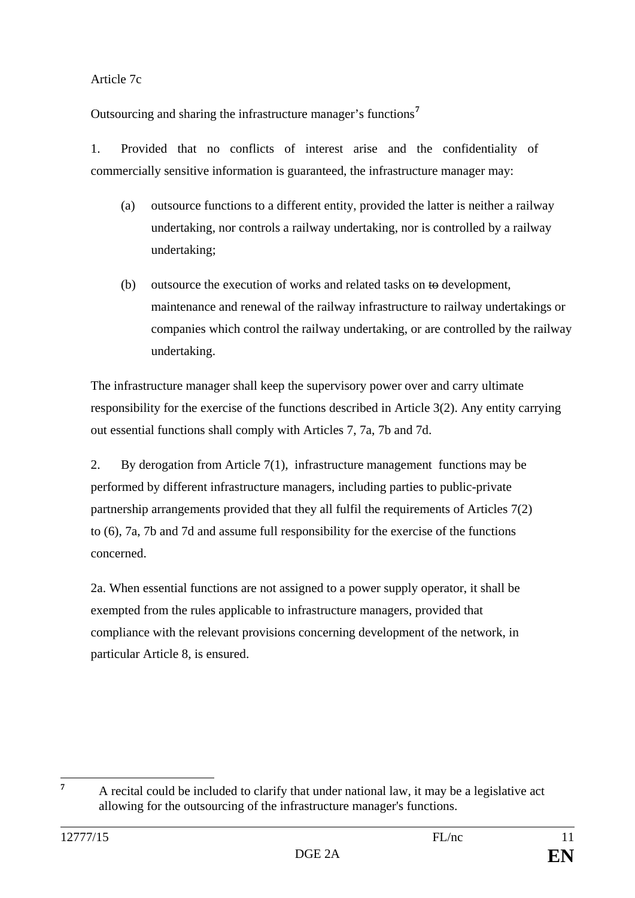Article 7c

Outsourcing and sharing the infrastructure manager's functions[7]

1. Provided that no conflicts of interest arise and the confidentiality of commercially sensitive information is guaranteed, the infrastructure manager may:

(a) outsource functions to a different entity, provided the latter is neither a railway undertaking, nor controls a railway undertaking, nor is controlled by a railway undertaking;

(b) outsource the execution of works and related tasks on ~~to~~ development, maintenance and renewal of the railway infrastructure to railway undertakings or companies which control the railway undertaking, or are controlled by the railway undertaking.

The infrastructure manager shall keep the supervisory power over and carry ultimate responsibility for the exercise of the functions described in Article 3(2). Any entity carrying out essential functions shall comply with Articles 7, 7a, 7b and 7d.

2. By derogation from Article 7(1), infrastructure management functions may be performed by different infrastructure managers, including parties to public-private partnership arrangements provided that they all fulfil the requirements of Articles 7(2) to (6), 7a, 7b and 7d and assume full responsibility for the exercise of the functions concerned.

2a. When essential functions are not assigned to a power supply operator, it shall be exempted from the rules applicable to infrastructure managers, provided that compliance with the relevant provisions concerning development of the network, in particular Article 8, is ensured.

---

[7] A recital could be included to clarify that under national law, it may be a legislative act allowing for the outsourcing of the infrastructure manager's functions.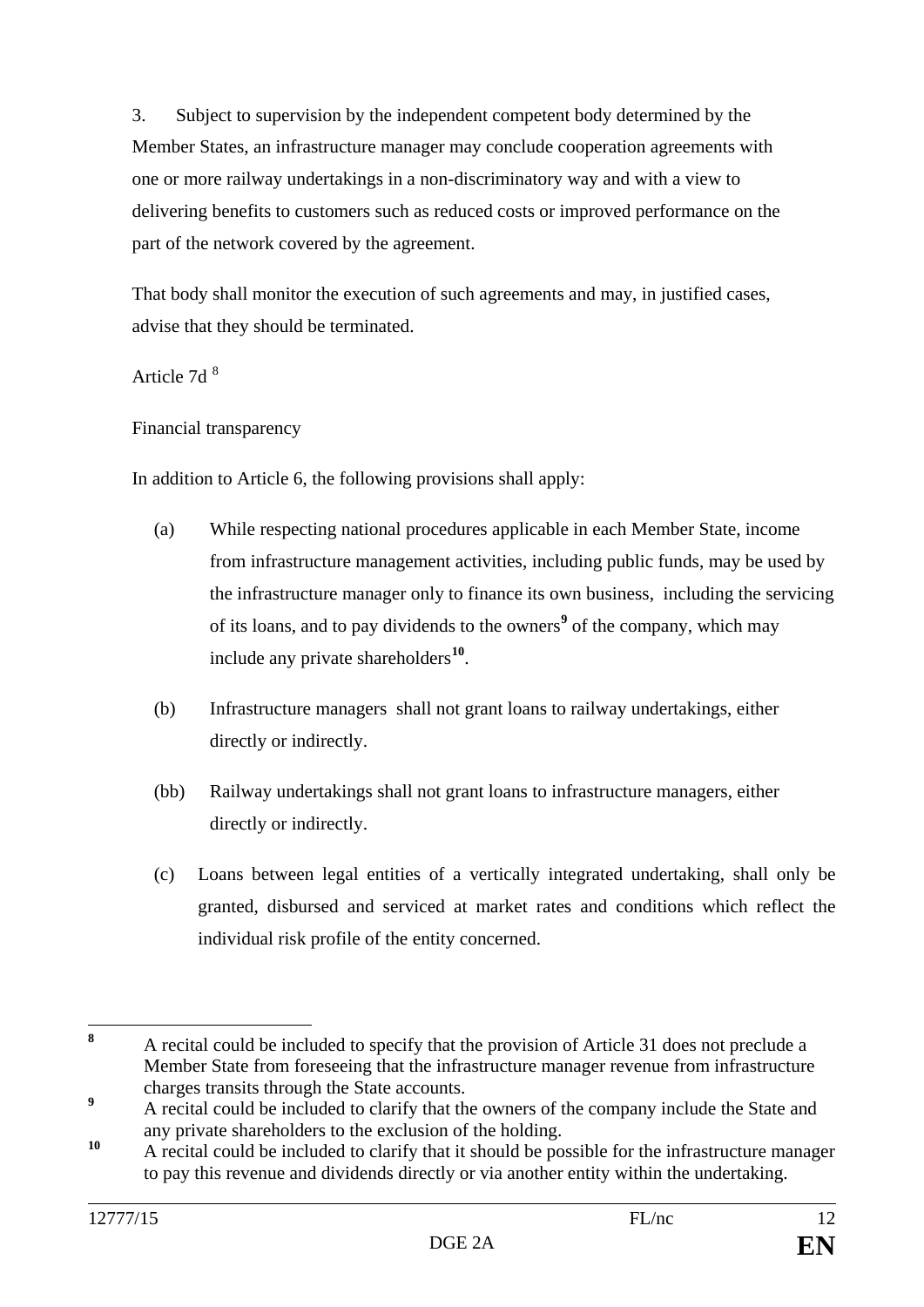3. Subject to supervision by the independent competent body determined by the Member States, an infrastructure manager may conclude cooperation agreements with one or more railway undertakings in a non-discriminatory way and with a view to delivering benefits to customers such as reduced costs or improved performance on the part of the network covered by the agreement.

That body shall monitor the execution of such agreements and may, in justified cases, advise that they should be terminated.

Article 7d [8]

Financial transparency

In addition to Article 6, the following provisions shall apply:

(a) While respecting national procedures applicable in each Member State, income from infrastructure management activities, including public funds, may be used by the infrastructure manager only to finance its own business, including the servicing of its loans, and to pay dividends to the owners[9] of the company, which may include any private shareholders[10].

(b) Infrastructure managers shall not grant loans to railway undertakings, either directly or indirectly.

(bb) Railway undertakings shall not grant loans to infrastructure managers, either directly or indirectly.

(c) Loans between legal entities of a vertically integrated undertaking, shall only be granted, disbursed and serviced at market rates and conditions which reflect the individual risk profile of the entity concerned.

---

[8] A recital could be included to specify that the provision of Article 31 does not preclude a Member State from foreseeing that the infrastructure manager revenue from infrastructure charges transits through the State accounts.

[9] A recital could be included to clarify that the owners of the company include the State and any private shareholders to the exclusion of the holding.

[10] A recital could be included to clarify that it should be possible for the infrastructure manager to pay this revenue and dividends directly or via another entity within the undertaking.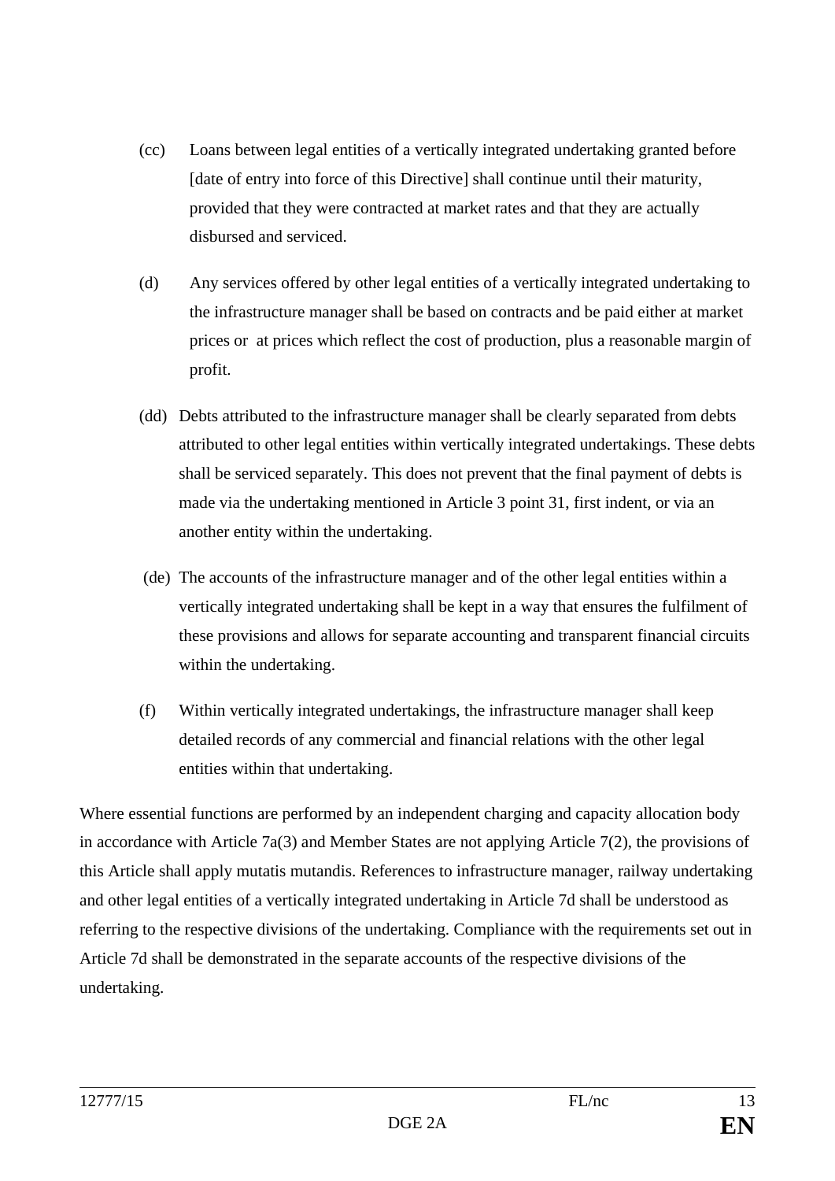(cc) Loans between legal entities of a vertically integrated undertaking granted before [date of entry into force of this Directive] shall continue until their maturity, provided that they were contracted at market rates and that they are actually disbursed and serviced.

(d) Any services offered by other legal entities of a vertically integrated undertaking to the infrastructure manager shall be based on contracts and be paid either at market prices or at prices which reflect the cost of production, plus a reasonable margin of profit.

(dd) Debts attributed to the infrastructure manager shall be clearly separated from debts attributed to other legal entities within vertically integrated undertakings. These debts shall be serviced separately. This does not prevent that the final payment of debts is made via the undertaking mentioned in Article 3 point 31, first indent, or via an another entity within the undertaking.

(de) The accounts of the infrastructure manager and of the other legal entities within a vertically integrated undertaking shall be kept in a way that ensures the fulfilment of these provisions and allows for separate accounting and transparent financial circuits within the undertaking.

(f) Within vertically integrated undertakings, the infrastructure manager shall keep detailed records of any commercial and financial relations with the other legal entities within that undertaking.

Where essential functions are performed by an independent charging and capacity allocation body in accordance with Article 7a(3) and Member States are not applying Article 7(2), the provisions of this Article shall apply mutatis mutandis. References to infrastructure manager, railway undertaking and other legal entities of a vertically integrated undertaking in Article 7d shall be understood as referring to the respective divisions of the undertaking. Compliance with the requirements set out in Article 7d shall be demonstrated in the separate accounts of the respective divisions of the undertaking.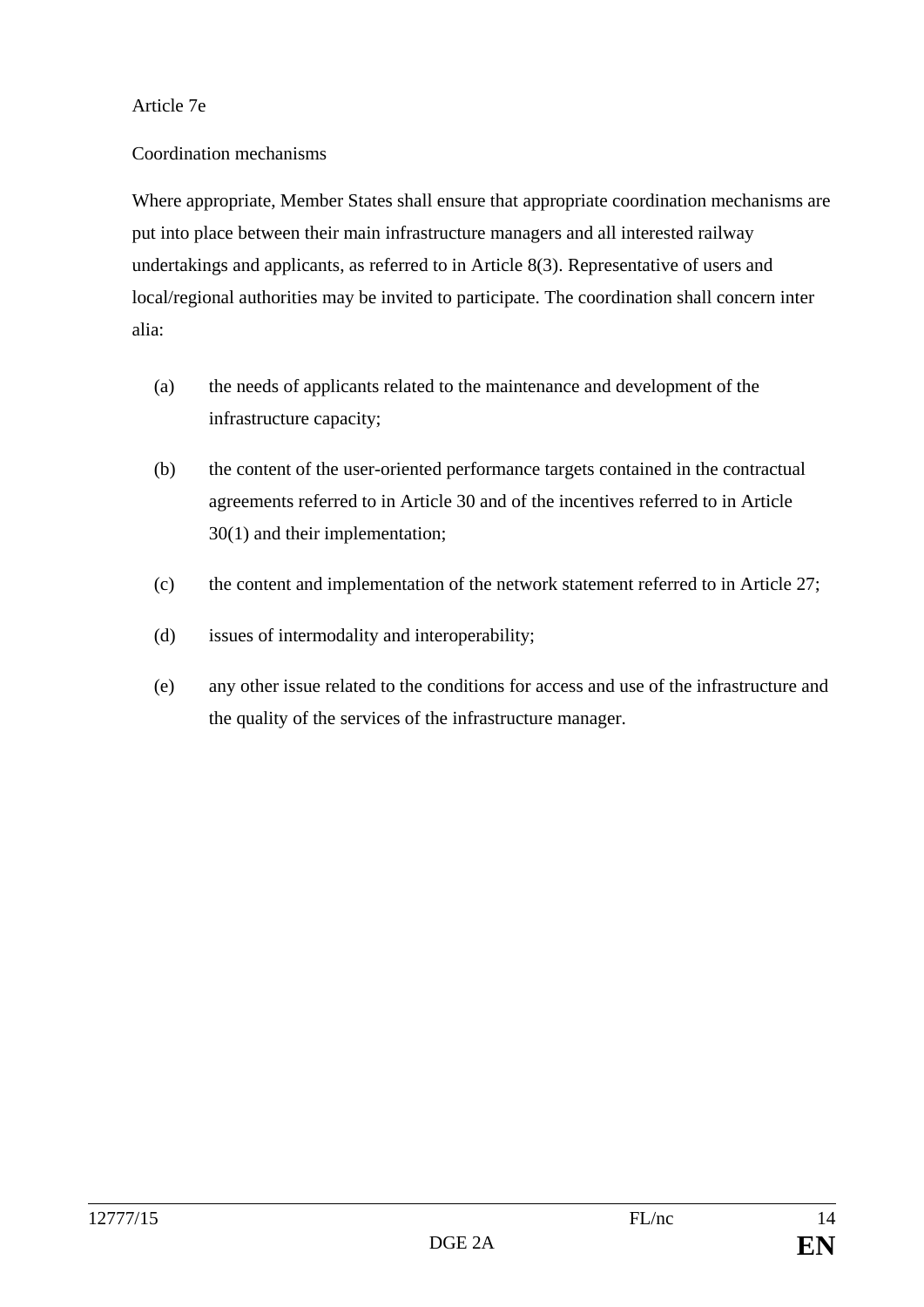Article 7e

Coordination mechanisms

Where appropriate, Member States shall ensure that appropriate coordination mechanisms are put into place between their main infrastructure managers and all interested railway undertakings and applicants, as referred to in Article 8(3). Representative of users and local/regional authorities may be invited to participate. The coordination shall concern inter alia:

(a) the needs of applicants related to the maintenance and development of the infrastructure capacity;

(b) the content of the user-oriented performance targets contained in the contractual agreements referred to in Article 30 and of the incentives referred to in Article 30(1) and their implementation;

(c) the content and implementation of the network statement referred to in Article 27;

(d) issues of intermodality and interoperability;

(e) any other issue related to the conditions for access and use of the infrastructure and the quality of the services of the infrastructure manager.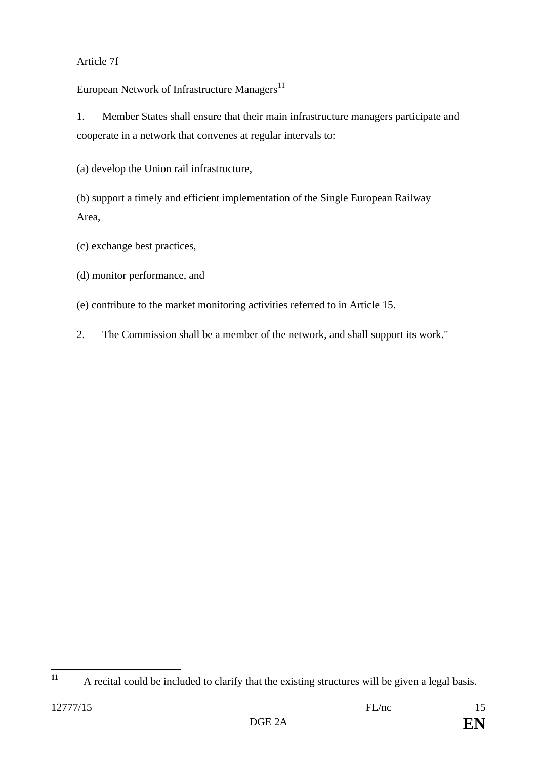Article 7f

European Network of Infrastructure Managers[11]

1. Member States shall ensure that their main infrastructure managers participate and cooperate in a network that convenes at regular intervals to:

(a) develop the Union rail infrastructure,

(b) support a timely and efficient implementation of the Single European Railway Area,

(c) exchange best practices,

(d) monitor performance, and

(e) contribute to the market monitoring activities referred to in Article 15.

2. The Commission shall be a member of the network, and shall support its work."

---

[11] A recital could be included to clarify that the existing structures will be given a legal basis.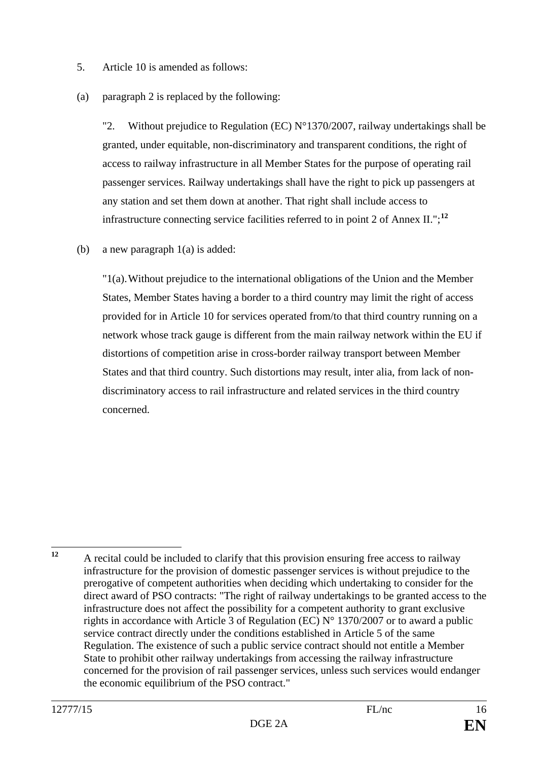5. Article 10 is amended as follows:

(a) paragraph 2 is replaced by the following:

"2. Without prejudice to Regulation (EC) N°1370/2007, railway undertakings shall be granted, under equitable, non-discriminatory and transparent conditions, the right of access to railway infrastructure in all Member States for the purpose of operating rail passenger services. Railway undertakings shall have the right to pick up passengers at any station and set them down at another. That right shall include access to infrastructure connecting service facilities referred to in point 2 of Annex II.";[12]

(b) a new paragraph 1(a) is added:

"1(a). Without prejudice to the international obligations of the Union and the Member States, Member States having a border to a third country may limit the right of access provided for in Article 10 for services operated from/to that third country running on a network whose track gauge is different from the main railway network within the EU if distortions of competition arise in cross-border railway transport between Member States and that third country. Such distortions may result, inter alia, from lack of non-discriminatory access to rail infrastructure and related services in the third country concerned.

---

[12] A recital could be included to clarify that this provision ensuring free access to railway infrastructure for the provision of domestic passenger services is without prejudice to the prerogative of competent authorities when deciding which undertaking to consider for the direct award of PSO contracts: "The right of railway undertakings to be granted access to the infrastructure does not affect the possibility for a competent authority to grant exclusive rights in accordance with Article 3 of Regulation (EC) N° 1370/2007 or to award a public service contract directly under the conditions established in Article 5 of the same Regulation. The existence of such a public service contract should not entitle a Member State to prohibit other railway undertakings from accessing the railway infrastructure concerned for the provision of rail passenger services, unless such services would endanger the economic equilibrium of the PSO contract."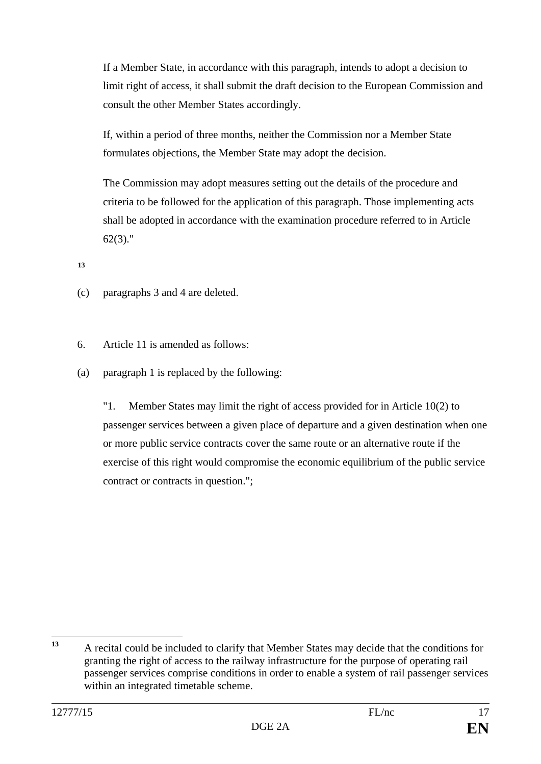If a Member State, in accordance with this paragraph, intends to adopt a decision to limit right of access, it shall submit the draft decision to the European Commission and consult the other Member States accordingly.

If, within a period of three months, neither the Commission nor a Member State formulates objections, the Member State may adopt the decision.

The Commission may adopt measures setting out the details of the procedure and criteria to be followed for the application of this paragraph. Those implementing acts shall be adopted in accordance with the examination procedure referred to in Article 62(3)."

[13]

(c) paragraphs 3 and 4 are deleted.

6. Article 11 is amended as follows:

(a) paragraph 1 is replaced by the following:

"1. Member States may limit the right of access provided for in Article 10(2) to passenger services between a given place of departure and a given destination when one or more public service contracts cover the same route or an alternative route if the exercise of this right would compromise the economic equilibrium of the public service contract or contracts in question.";

---

[13] A recital could be included to clarify that Member States may decide that the conditions for granting the right of access to the railway infrastructure for the purpose of operating rail passenger services comprise conditions in order to enable a system of rail passenger services within an integrated timetable scheme.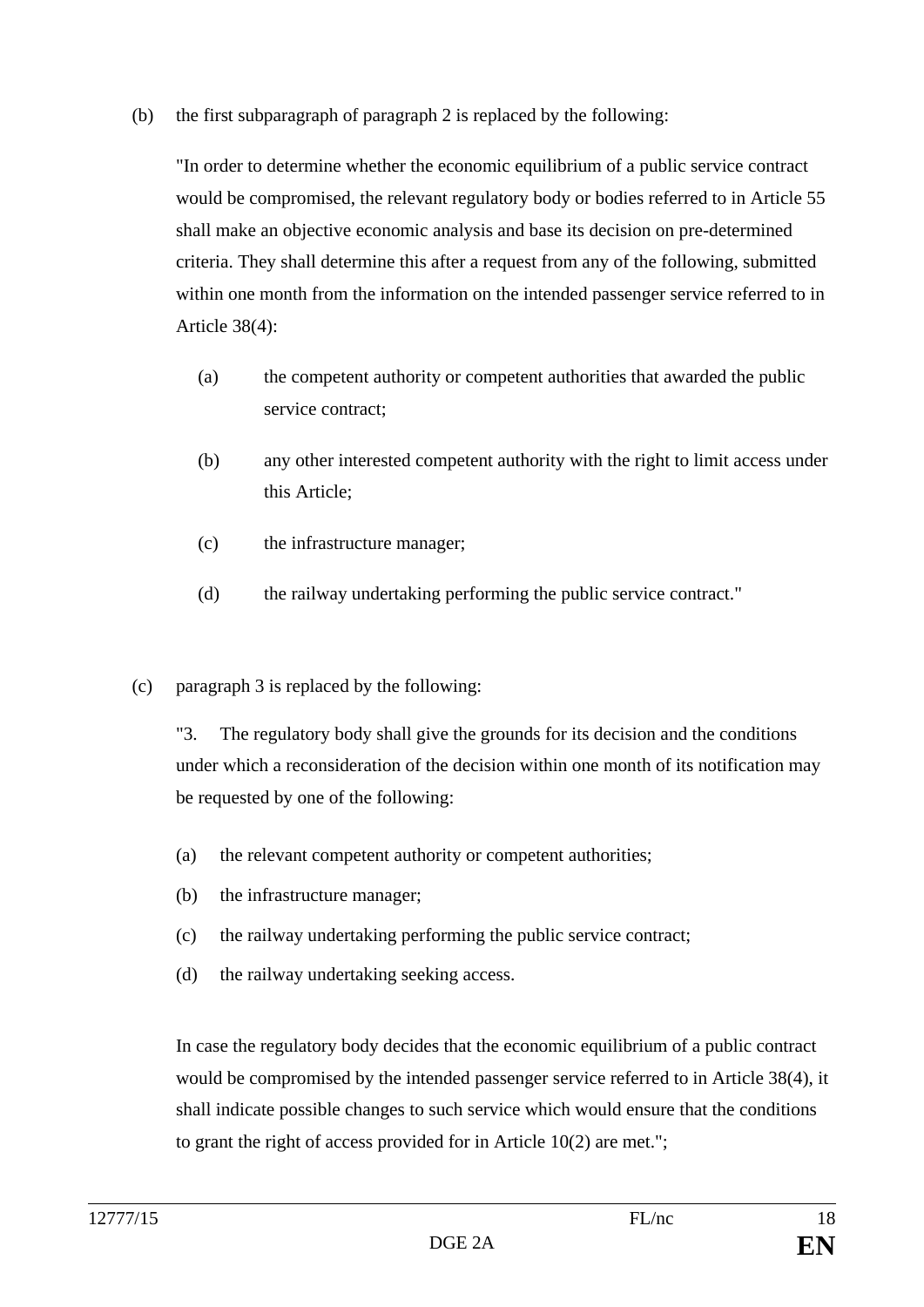(b) the first subparagraph of paragraph 2 is replaced by the following:

"In order to determine whether the economic equilibrium of a public service contract would be compromised, the relevant regulatory body or bodies referred to in Article 55 shall make an objective economic analysis and base its decision on pre-determined criteria. They shall determine this after a request from any of the following, submitted within one month from the information on the intended passenger service referred to in Article 38(4):

(a) the competent authority or competent authorities that awarded the public service contract;

(b) any other interested competent authority with the right to limit access under this Article;

(c) the infrastructure manager;

(d) the railway undertaking performing the public service contract."

(c) paragraph 3 is replaced by the following:

"3. The regulatory body shall give the grounds for its decision and the conditions under which a reconsideration of the decision within one month of its notification may be requested by one of the following:

(a) the relevant competent authority or competent authorities;

(b) the infrastructure manager;

(c) the railway undertaking performing the public service contract;

(d) the railway undertaking seeking access.

In case the regulatory body decides that the economic equilibrium of a public contract would be compromised by the intended passenger service referred to in Article 38(4), it shall indicate possible changes to such service which would ensure that the conditions to grant the right of access provided for in Article 10(2) are met.";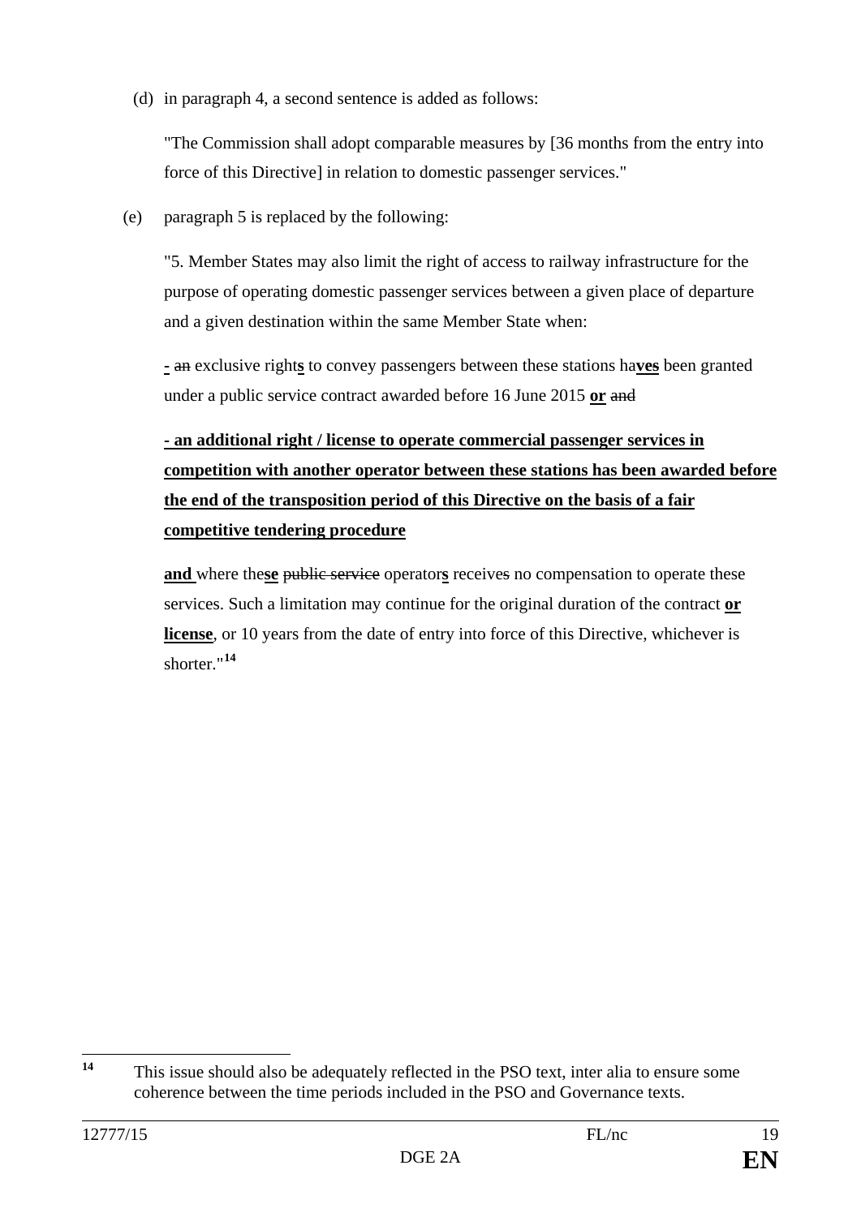(d) in paragraph 4, a second sentence is added as follows:

"The Commission shall adopt comparable measures by [36 months from the entry into force of this Directive] in relation to domestic passenger services."

(e) paragraph 5 is replaced by the following:

"5. Member States may also limit the right of access to railway infrastructure for the purpose of operating domestic passenger services between a given place of departure and a given destination within the same Member State when:

<u>**-**</u> ~~an~~ exclusive right<u>**s**</u> to convey passengers between these stations ha<u>**ves**</u> been granted under a public service contract awarded before 16 June 2015 <u>**or**</u> ~~and~~

<u>**- an additional right / license to operate commercial passenger services in competition with another operator between these stations has been awarded before the end of the transposition period of this Directive on the basis of a fair competitive tendering procedure**</u>

<u>**and**</u> where the<u>**se**</u> ~~public service~~ operator<u>**s**</u> receive~~s~~ no compensation to operate these services. Such a limitation may continue for the original duration of the contract <u>**or license**</u>, or 10 years from the date of entry into force of this Directive, whichever is shorter."[14]

---

[14] This issue should also be adequately reflected in the PSO text, inter alia to ensure some coherence between the time periods included in the PSO and Governance texts.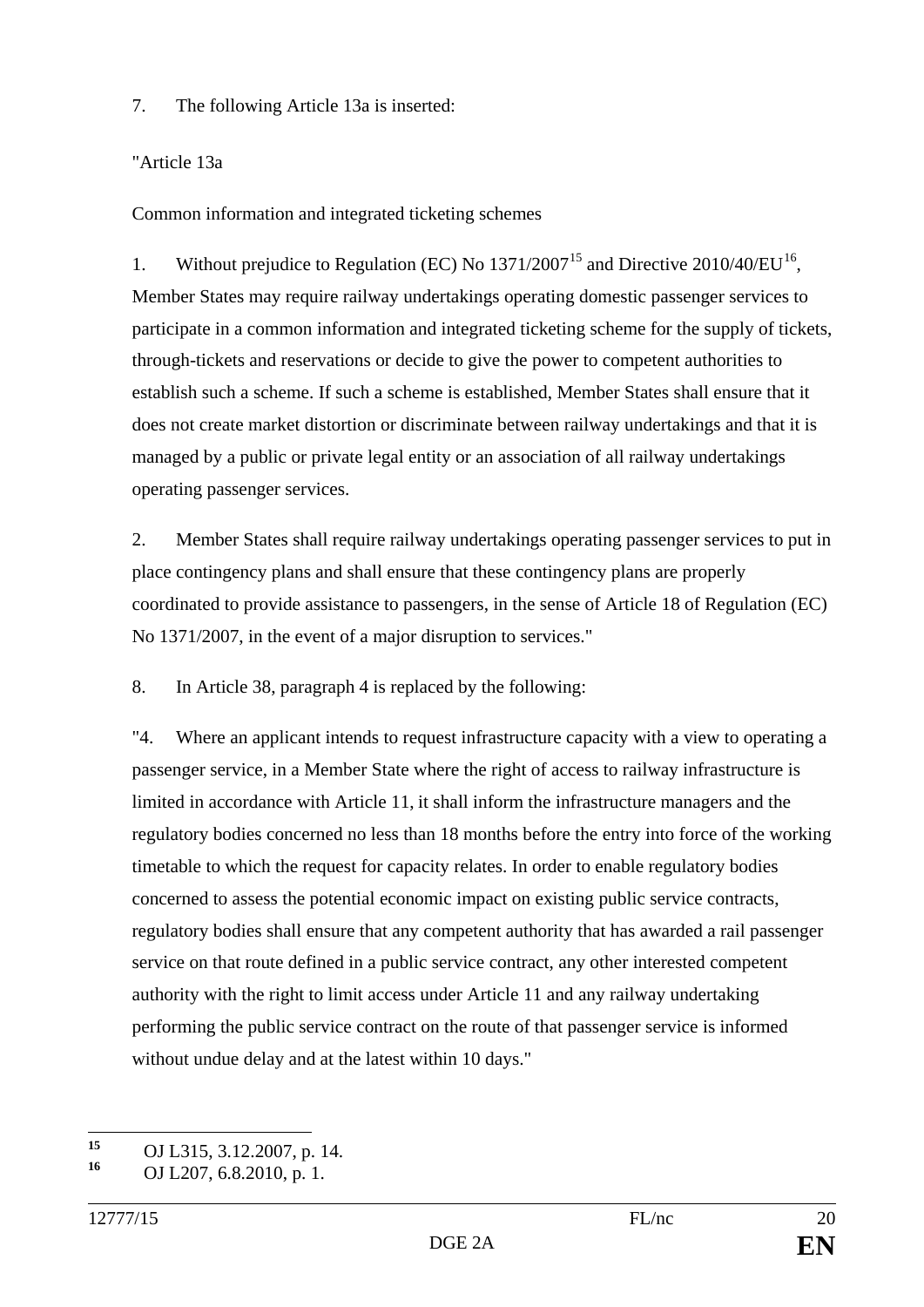7. The following Article 13a is inserted:

"Article 13a

Common information and integrated ticketing schemes

1. Without prejudice to Regulation (EC) No 1371/2007[15] and Directive 2010/40/EU[16], Member States may require railway undertakings operating domestic passenger services to participate in a common information and integrated ticketing scheme for the supply of tickets, through-tickets and reservations or decide to give the power to competent authorities to establish such a scheme. If such a scheme is established, Member States shall ensure that it does not create market distortion or discriminate between railway undertakings and that it is managed by a public or private legal entity or an association of all railway undertakings operating passenger services.

2. Member States shall require railway undertakings operating passenger services to put in place contingency plans and shall ensure that these contingency plans are properly coordinated to provide assistance to passengers, in the sense of Article 18 of Regulation (EC) No 1371/2007, in the event of a major disruption to services."

8. In Article 38, paragraph 4 is replaced by the following:

"4. Where an applicant intends to request infrastructure capacity with a view to operating a passenger service, in a Member State where the right of access to railway infrastructure is limited in accordance with Article 11, it shall inform the infrastructure managers and the regulatory bodies concerned no less than 18 months before the entry into force of the working timetable to which the request for capacity relates. In order to enable regulatory bodies concerned to assess the potential economic impact on existing public service contracts, regulatory bodies shall ensure that any competent authority that has awarded a rail passenger service on that route defined in a public service contract, any other interested competent authority with the right to limit access under Article 11 and any railway undertaking performing the public service contract on the route of that passenger service is informed without undue delay and at the latest within 10 days."

---

[15] OJ L315, 3.12.2007, p. 14.

[16] OJ L207, 6.8.2010, p. 1.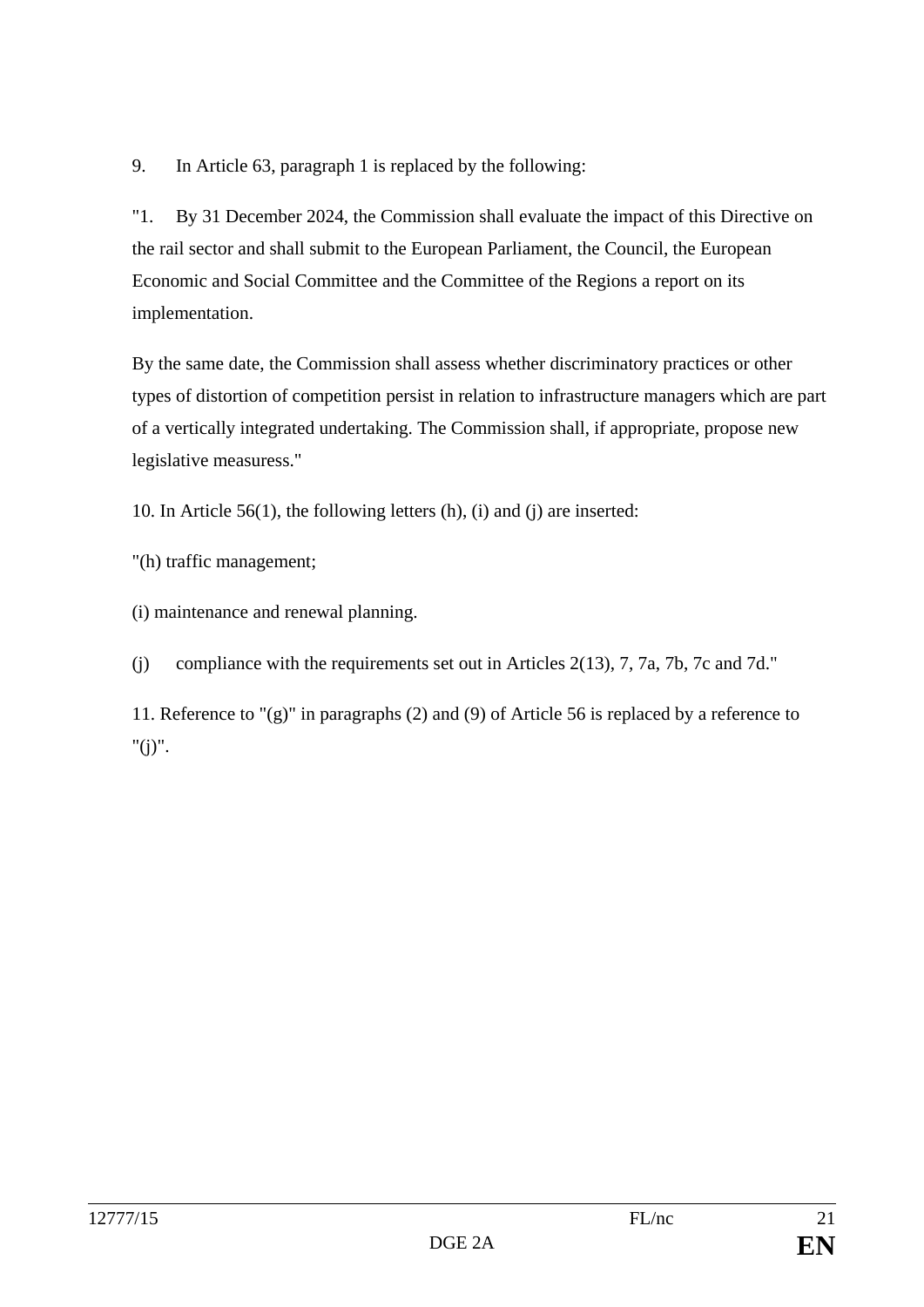9. In Article 63, paragraph 1 is replaced by the following:

"1. By 31 December 2024, the Commission shall evaluate the impact of this Directive on the rail sector and shall submit to the European Parliament, the Council, the European Economic and Social Committee and the Committee of the Regions a report on its implementation.

By the same date, the Commission shall assess whether discriminatory practices or other types of distortion of competition persist in relation to infrastructure managers which are part of a vertically integrated undertaking. The Commission shall, if appropriate, propose new legislative measuress."

10. In Article 56(1), the following letters (h), (i) and (j) are inserted:

"(h) traffic management;

(i) maintenance and renewal planning.

(j) compliance with the requirements set out in Articles 2(13), 7, 7a, 7b, 7c and 7d."

11. Reference to "(g)" in paragraphs (2) and (9) of Article 56 is replaced by a reference to "(j)".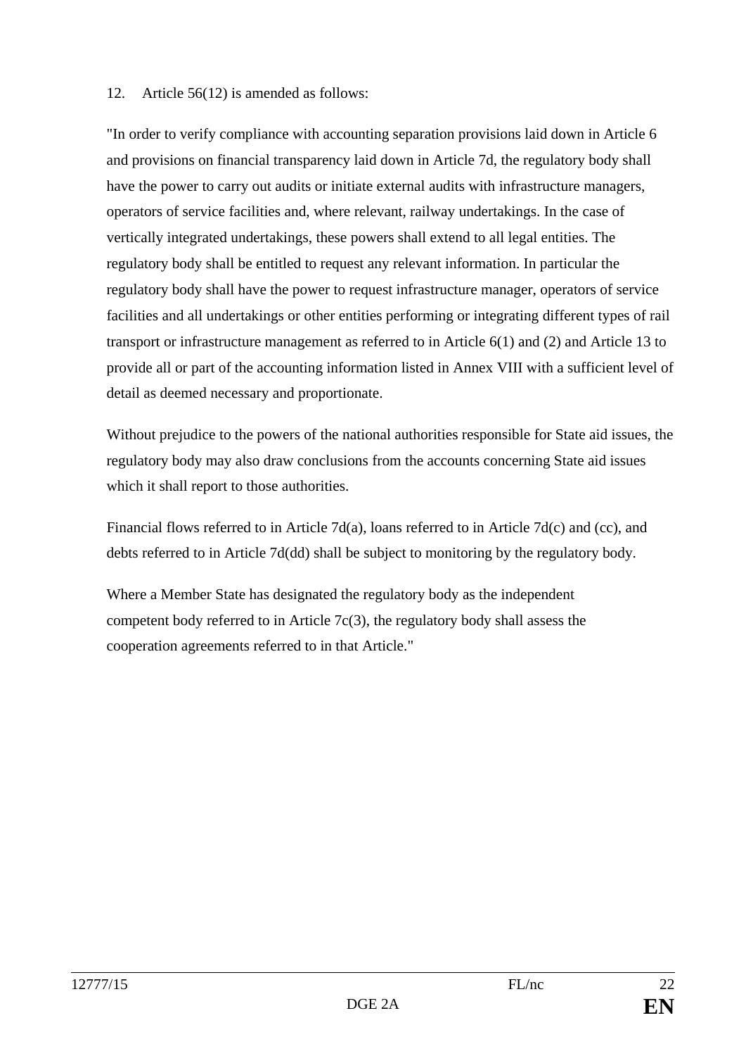12. Article 56(12) is amended as follows:

"In order to verify compliance with accounting separation provisions laid down in Article 6 and provisions on financial transparency laid down in Article 7d, the regulatory body shall have the power to carry out audits or initiate external audits with infrastructure managers, operators of service facilities and, where relevant, railway undertakings. In the case of vertically integrated undertakings, these powers shall extend to all legal entities. The regulatory body shall be entitled to request any relevant information. In particular the regulatory body shall have the power to request infrastructure manager, operators of service facilities and all undertakings or other entities performing or integrating different types of rail transport or infrastructure management as referred to in Article 6(1) and (2) and Article 13 to provide all or part of the accounting information listed in Annex VIII with a sufficient level of detail as deemed necessary and proportionate.

Without prejudice to the powers of the national authorities responsible for State aid issues, the regulatory body may also draw conclusions from the accounts concerning State aid issues which it shall report to those authorities.

Financial flows referred to in Article 7d(a), loans referred to in Article 7d(c) and (cc), and debts referred to in Article 7d(dd) shall be subject to monitoring by the regulatory body.

Where a Member State has designated the regulatory body as the independent competent body referred to in Article 7c(3), the regulatory body shall assess the cooperation agreements referred to in that Article."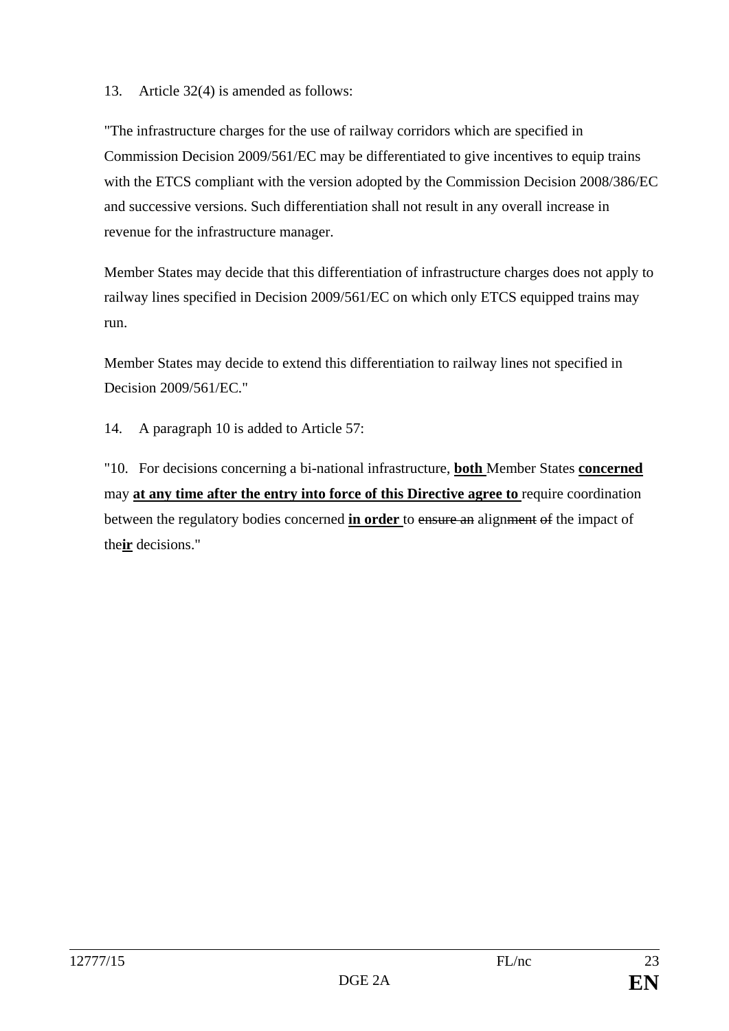13. Article 32(4) is amended as follows:

"The infrastructure charges for the use of railway corridors which are specified in Commission Decision 2009/561/EC may be differentiated to give incentives to equip trains with the ETCS compliant with the version adopted by the Commission Decision 2008/386/EC and successive versions. Such differentiation shall not result in any overall increase in revenue for the infrastructure manager.

Member States may decide that this differentiation of infrastructure charges does not apply to railway lines specified in Decision 2009/561/EC on which only ETCS equipped trains may run.

Member States may decide to extend this differentiation to railway lines not specified in Decision 2009/561/EC."

14. A paragraph 10 is added to Article 57:

"10. For decisions concerning a bi-national infrastructure, **both** Member States **concerned** may **at any time after the entry into force of this Directive agree to** require coordination between the regulatory bodies concerned **in order** to ~~ensure an~~ align~~ment~~ ~~of~~ the impact of the**ir** decisions."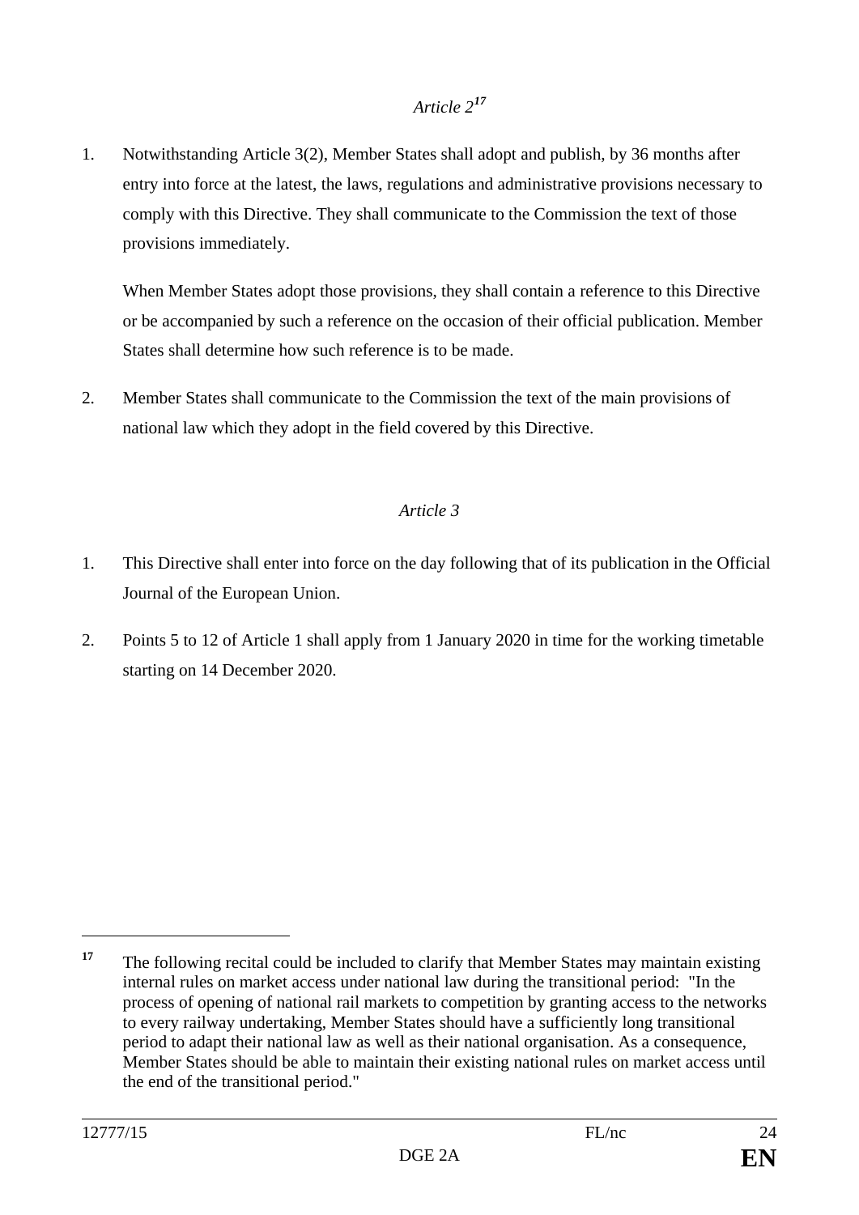*Article 2*[17]

1. Notwithstanding Article 3(2), Member States shall adopt and publish, by 36 months after entry into force at the latest, the laws, regulations and administrative provisions necessary to comply with this Directive. They shall communicate to the Commission the text of those provisions immediately.

   When Member States adopt those provisions, they shall contain a reference to this Directive or be accompanied by such a reference on the occasion of their official publication. Member States shall determine how such reference is to be made.

2. Member States shall communicate to the Commission the text of the main provisions of national law which they adopt in the field covered by this Directive.

*Article 3*

1. This Directive shall enter into force on the day following that of its publication in the Official Journal of the European Union.

2. Points 5 to 12 of Article 1 shall apply from 1 January 2020 in time for the working timetable starting on 14 December 2020.

---

[17] The following recital could be included to clarify that Member States may maintain existing internal rules on market access under national law during the transitional period: "In the process of opening of national rail markets to competition by granting access to the networks to every railway undertaking, Member States should have a sufficiently long transitional period to adapt their national law as well as their national organisation. As a consequence, Member States should be able to maintain their existing national rules on market access until the end of the transitional period."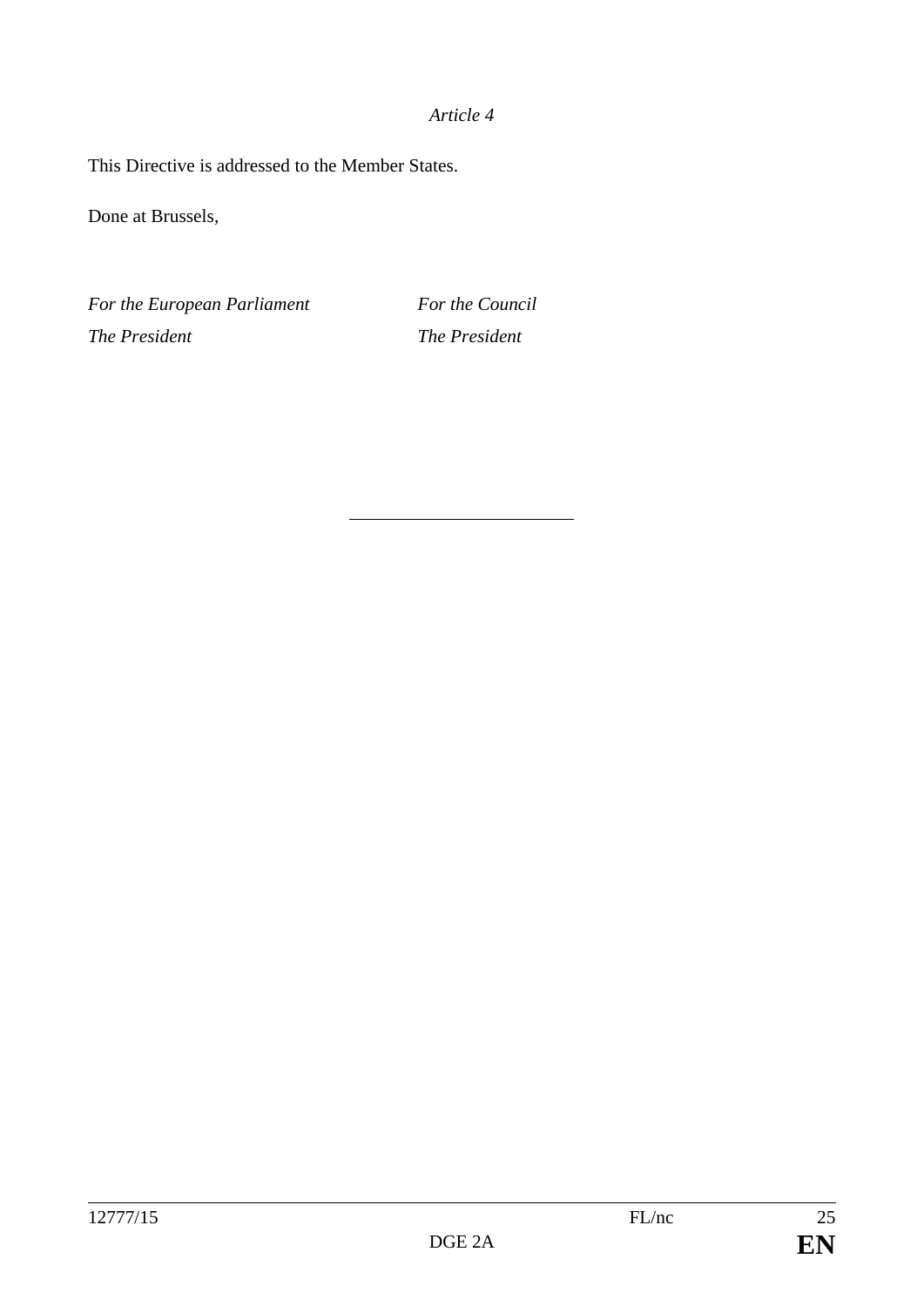*Article 4*

This Directive is addressed to the Member States.

Done at Brussels,

| *For the European Parliament* | *For the Council* |
|---|---|
| *The President* | *The President* |

---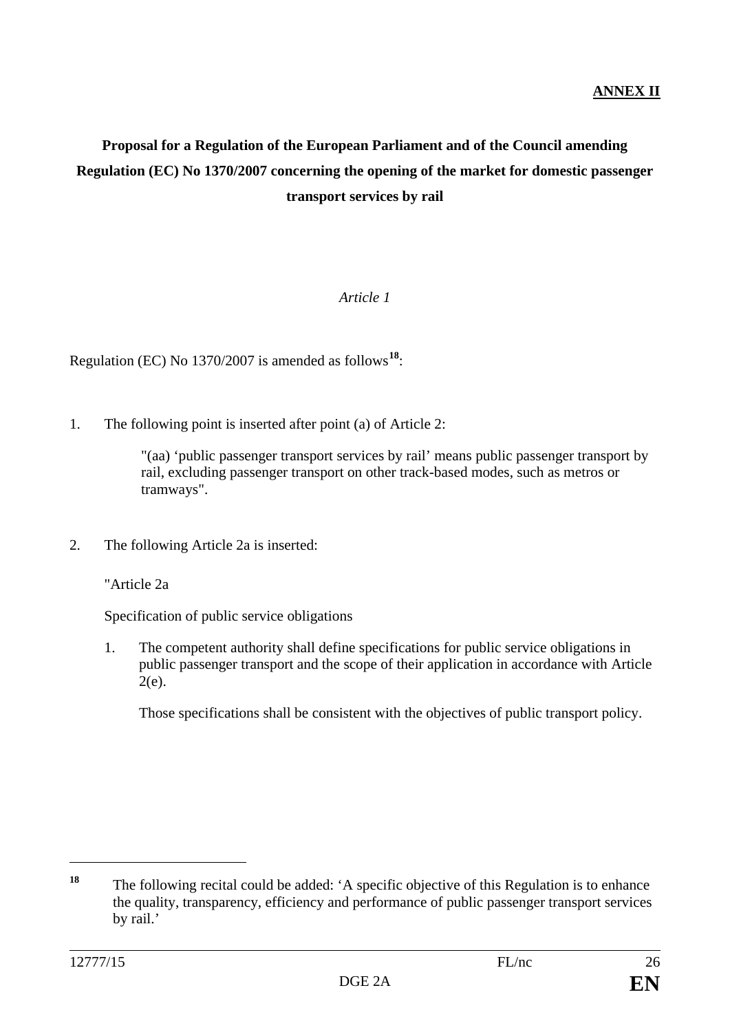**ANNEX II**

**Proposal for a Regulation of the European Parliament and of the Council amending Regulation (EC) No 1370/2007 concerning the opening of the market for domestic passenger transport services by rail**

*Article 1*

Regulation (EC) No 1370/2007 is amended as follows[18]:

1. The following point is inserted after point (a) of Article 2:

   "(aa) 'public passenger transport services by rail' means public passenger transport by rail, excluding passenger transport on other track-based modes, such as metros or tramways".

2. The following Article 2a is inserted:

   "Article 2a

   Specification of public service obligations

   1. The competent authority shall define specifications for public service obligations in public passenger transport and the scope of their application in accordance with Article 2(e).

      Those specifications shall be consistent with the objectives of public transport policy.

---

[18] The following recital could be added: 'A specific objective of this Regulation is to enhance the quality, transparency, efficiency and performance of public passenger transport services by rail.'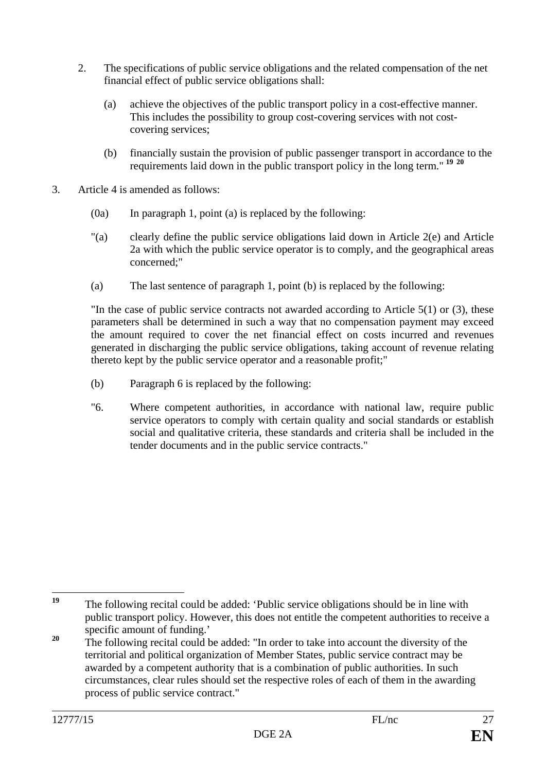2. The specifications of public service obligations and the related compensation of the net financial effect of public service obligations shall:

   (a) achieve the objectives of the public transport policy in a cost-effective manner. This includes the possibility to group cost-covering services with not cost-covering services;

   (b) financially sustain the provision of public passenger transport in accordance to the requirements laid down in the public transport policy in the long term." [19] [20]

3. Article 4 is amended as follows:

   (0a) In paragraph 1, point (a) is replaced by the following:

   "(a) clearly define the public service obligations laid down in Article 2(e) and Article 2a with which the public service operator is to comply, and the geographical areas concerned;"

   (a) The last sentence of paragraph 1, point (b) is replaced by the following:

   "In the case of public service contracts not awarded according to Article 5(1) or (3), these parameters shall be determined in such a way that no compensation payment may exceed the amount required to cover the net financial effect on costs incurred and revenues generated in discharging the public service obligations, taking account of revenue relating thereto kept by the public service operator and a reasonable profit;"

   (b) Paragraph 6 is replaced by the following:

   "6. Where competent authorities, in accordance with national law, require public service operators to comply with certain quality and social standards or establish social and qualitative criteria, these standards and criteria shall be included in the tender documents and in the public service contracts."

---

[19] The following recital could be added: 'Public service obligations should be in line with public transport policy. However, this does not entitle the competent authorities to receive a specific amount of funding.'

[20] The following recital could be added: "In order to take into account the diversity of the territorial and political organization of Member States, public service contract may be awarded by a competent authority that is a combination of public authorities. In such circumstances, clear rules should set the respective roles of each of them in the awarding process of public service contract."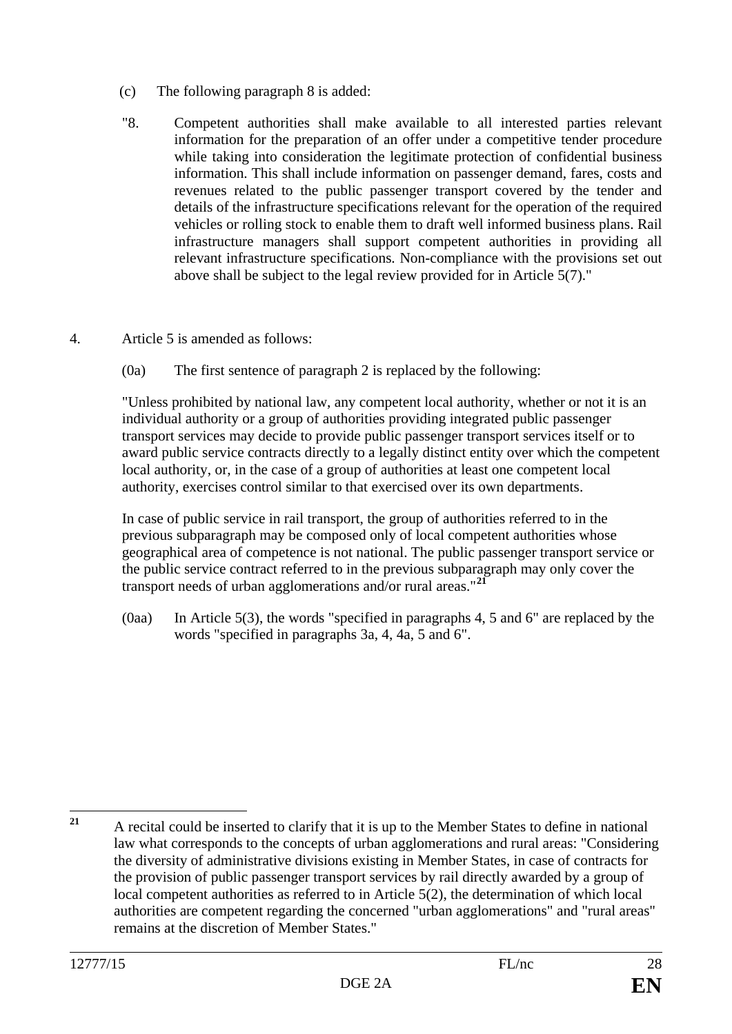(c) The following paragraph 8 is added:

"8. Competent authorities shall make available to all interested parties relevant information for the preparation of an offer under a competitive tender procedure while taking into consideration the legitimate protection of confidential business information. This shall include information on passenger demand, fares, costs and revenues related to the public passenger transport covered by the tender and details of the infrastructure specifications relevant for the operation of the required vehicles or rolling stock to enable them to draft well informed business plans. Rail infrastructure managers shall support competent authorities in providing all relevant infrastructure specifications. Non-compliance with the provisions set out above shall be subject to the legal review provided for in Article 5(7)."

4. Article 5 is amended as follows:

(0a) The first sentence of paragraph 2 is replaced by the following:

"Unless prohibited by national law, any competent local authority, whether or not it is an individual authority or a group of authorities providing integrated public passenger transport services may decide to provide public passenger transport services itself or to award public service contracts directly to a legally distinct entity over which the competent local authority, or, in the case of a group of authorities at least one competent local authority, exercises control similar to that exercised over its own departments.

In case of public service in rail transport, the group of authorities referred to in the previous subparagraph may be composed only of local competent authorities whose geographical area of competence is not national. The public passenger transport service or the public service contract referred to in the previous subparagraph may only cover the transport needs of urban agglomerations and/or rural areas."[21]

(0aa) In Article 5(3), the words "specified in paragraphs 4, 5 and 6" are replaced by the words "specified in paragraphs 3a, 4, 4a, 5 and 6".

---

[21] A recital could be inserted to clarify that it is up to the Member States to define in national law what corresponds to the concepts of urban agglomerations and rural areas: "Considering the diversity of administrative divisions existing in Member States, in case of contracts for the provision of public passenger transport services by rail directly awarded by a group of local competent authorities as referred to in Article 5(2), the determination of which local authorities are competent regarding the concerned "urban agglomerations" and "rural areas" remains at the discretion of Member States."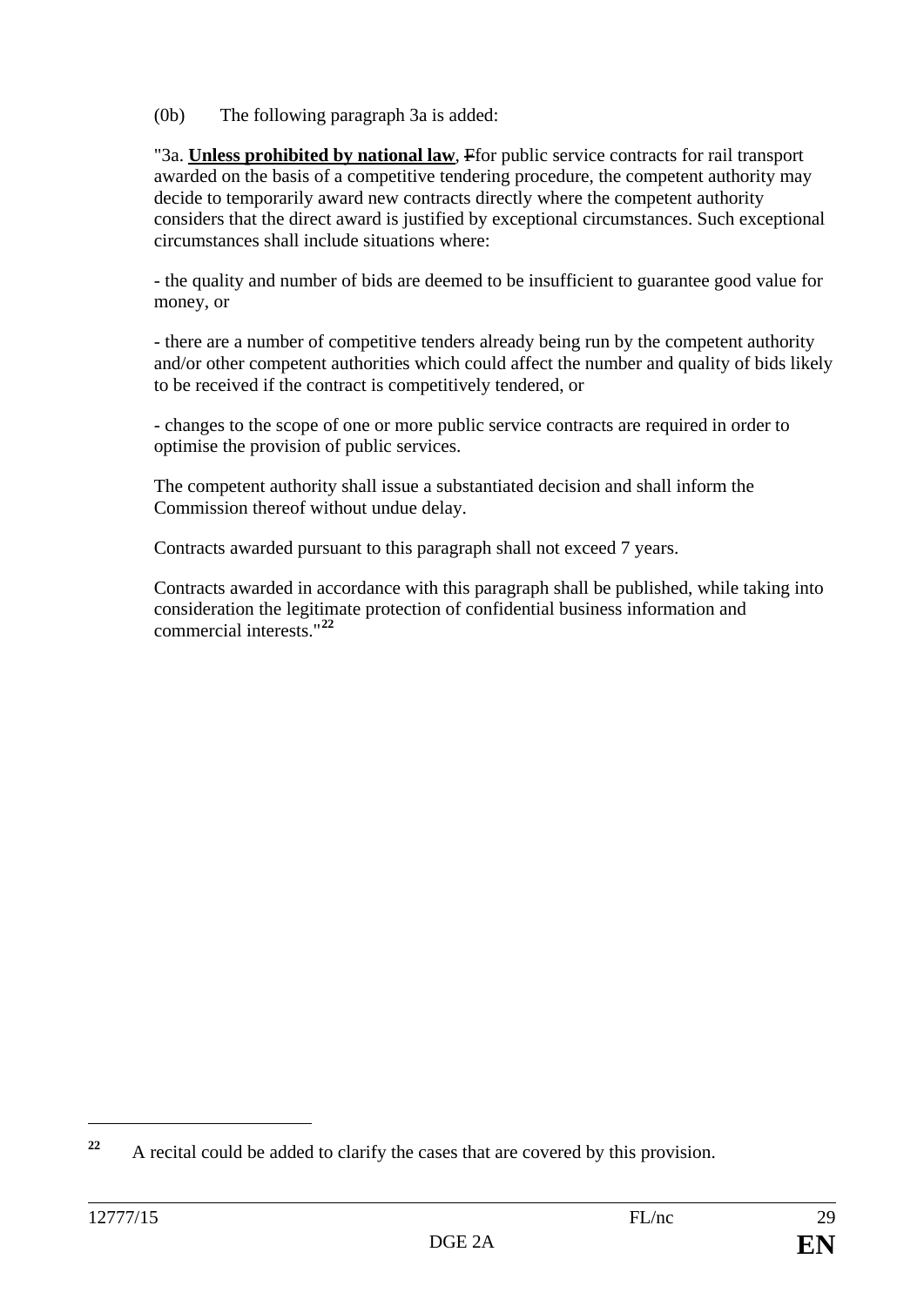(0b) The following paragraph 3a is added:

"3a. **Unless prohibited by national law**, ~~F~~for public service contracts for rail transport awarded on the basis of a competitive tendering procedure, the competent authority may decide to temporarily award new contracts directly where the competent authority considers that the direct award is justified by exceptional circumstances. Such exceptional circumstances shall include situations where:

- the quality and number of bids are deemed to be insufficient to guarantee good value for money, or

- there are a number of competitive tenders already being run by the competent authority and/or other competent authorities which could affect the number and quality of bids likely to be received if the contract is competitively tendered, or

- changes to the scope of one or more public service contracts are required in order to optimise the provision of public services.

The competent authority shall issue a substantiated decision and shall inform the Commission thereof without undue delay.

Contracts awarded pursuant to this paragraph shall not exceed 7 years.

Contracts awarded in accordance with this paragraph shall be published, while taking into consideration the legitimate protection of confidential business information and commercial interests."[22]

---

[22] A recital could be added to clarify the cases that are covered by this provision.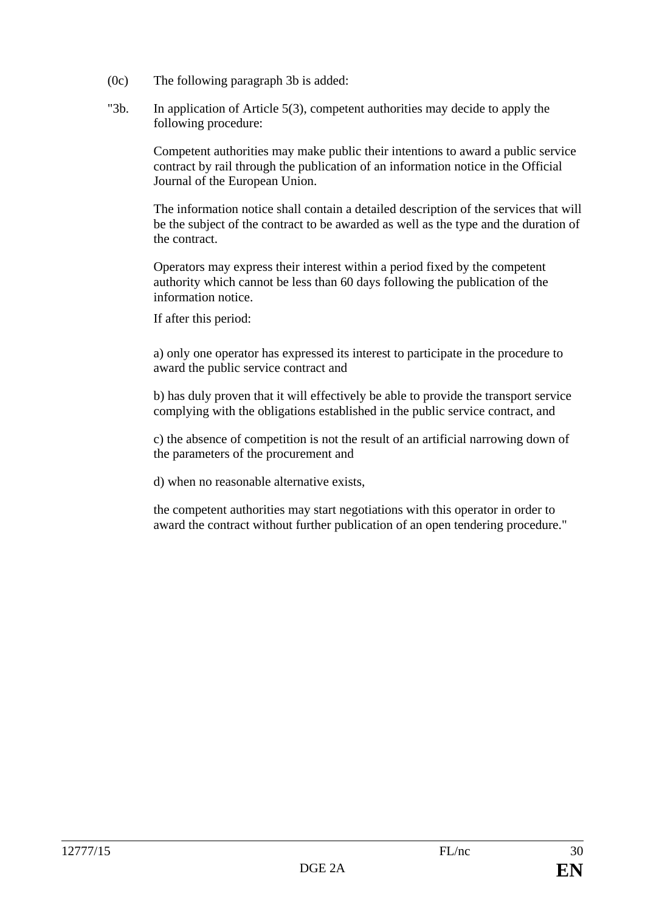(0c) The following paragraph 3b is added:

"3b. In application of Article 5(3), competent authorities may decide to apply the following procedure:

Competent authorities may make public their intentions to award a public service contract by rail through the publication of an information notice in the Official Journal of the European Union.

The information notice shall contain a detailed description of the services that will be the subject of the contract to be awarded as well as the type and the duration of the contract.

Operators may express their interest within a period fixed by the competent authority which cannot be less than 60 days following the publication of the information notice.

If after this period:

a) only one operator has expressed its interest to participate in the procedure to award the public service contract and

b) has duly proven that it will effectively be able to provide the transport service complying with the obligations established in the public service contract, and

c) the absence of competition is not the result of an artificial narrowing down of the parameters of the procurement and

d) when no reasonable alternative exists,

the competent authorities may start negotiations with this operator in order to award the contract without further publication of an open tendering procedure."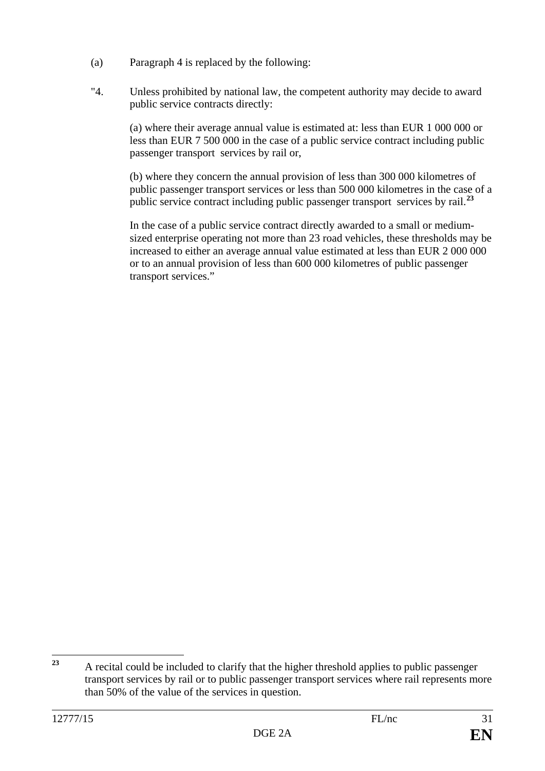(a) Paragraph 4 is replaced by the following:

"4. Unless prohibited by national law, the competent authority may decide to award public service contracts directly:

(a) where their average annual value is estimated at: less than EUR 1 000 000 or less than EUR 7 500 000 in the case of a public service contract including public passenger transport services by rail or,

(b) where they concern the annual provision of less than 300 000 kilometres of public passenger transport services or less than 500 000 kilometres in the case of a public service contract including public passenger transport services by rail.[23]

In the case of a public service contract directly awarded to a small or medium-sized enterprise operating not more than 23 road vehicles, these thresholds may be increased to either an average annual value estimated at less than EUR 2 000 000 or to an annual provision of less than 600 000 kilometres of public passenger transport services."

---

[23] A recital could be included to clarify that the higher threshold applies to public passenger transport services by rail or to public passenger transport services where rail represents more than 50% of the value of the services in question.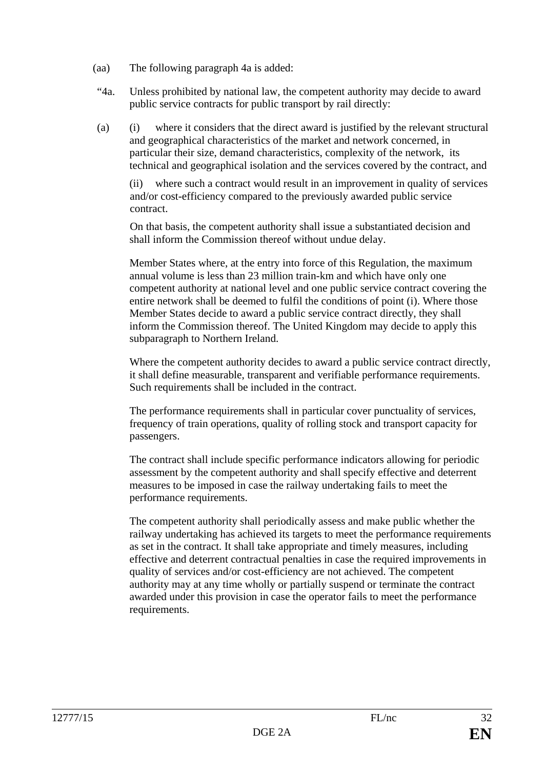(aa) The following paragraph 4a is added:

"4a. Unless prohibited by national law, the competent authority may decide to award public service contracts for public transport by rail directly:

(a) (i) where it considers that the direct award is justified by the relevant structural and geographical characteristics of the market and network concerned, in particular their size, demand characteristics, complexity of the network, its technical and geographical isolation and the services covered by the contract, and

(ii) where such a contract would result in an improvement in quality of services and/or cost-efficiency compared to the previously awarded public service contract.

On that basis, the competent authority shall issue a substantiated decision and shall inform the Commission thereof without undue delay.

Member States where, at the entry into force of this Regulation, the maximum annual volume is less than 23 million train-km and which have only one competent authority at national level and one public service contract covering the entire network shall be deemed to fulfil the conditions of point (i). Where those Member States decide to award a public service contract directly, they shall inform the Commission thereof. The United Kingdom may decide to apply this subparagraph to Northern Ireland.

Where the competent authority decides to award a public service contract directly, it shall define measurable, transparent and verifiable performance requirements. Such requirements shall be included in the contract.

The performance requirements shall in particular cover punctuality of services, frequency of train operations, quality of rolling stock and transport capacity for passengers.

The contract shall include specific performance indicators allowing for periodic assessment by the competent authority and shall specify effective and deterrent measures to be imposed in case the railway undertaking fails to meet the performance requirements.

The competent authority shall periodically assess and make public whether the railway undertaking has achieved its targets to meet the performance requirements as set in the contract. It shall take appropriate and timely measures, including effective and deterrent contractual penalties in case the required improvements in quality of services and/or cost-efficiency are not achieved. The competent authority may at any time wholly or partially suspend or terminate the contract awarded under this provision in case the operator fails to meet the performance requirements.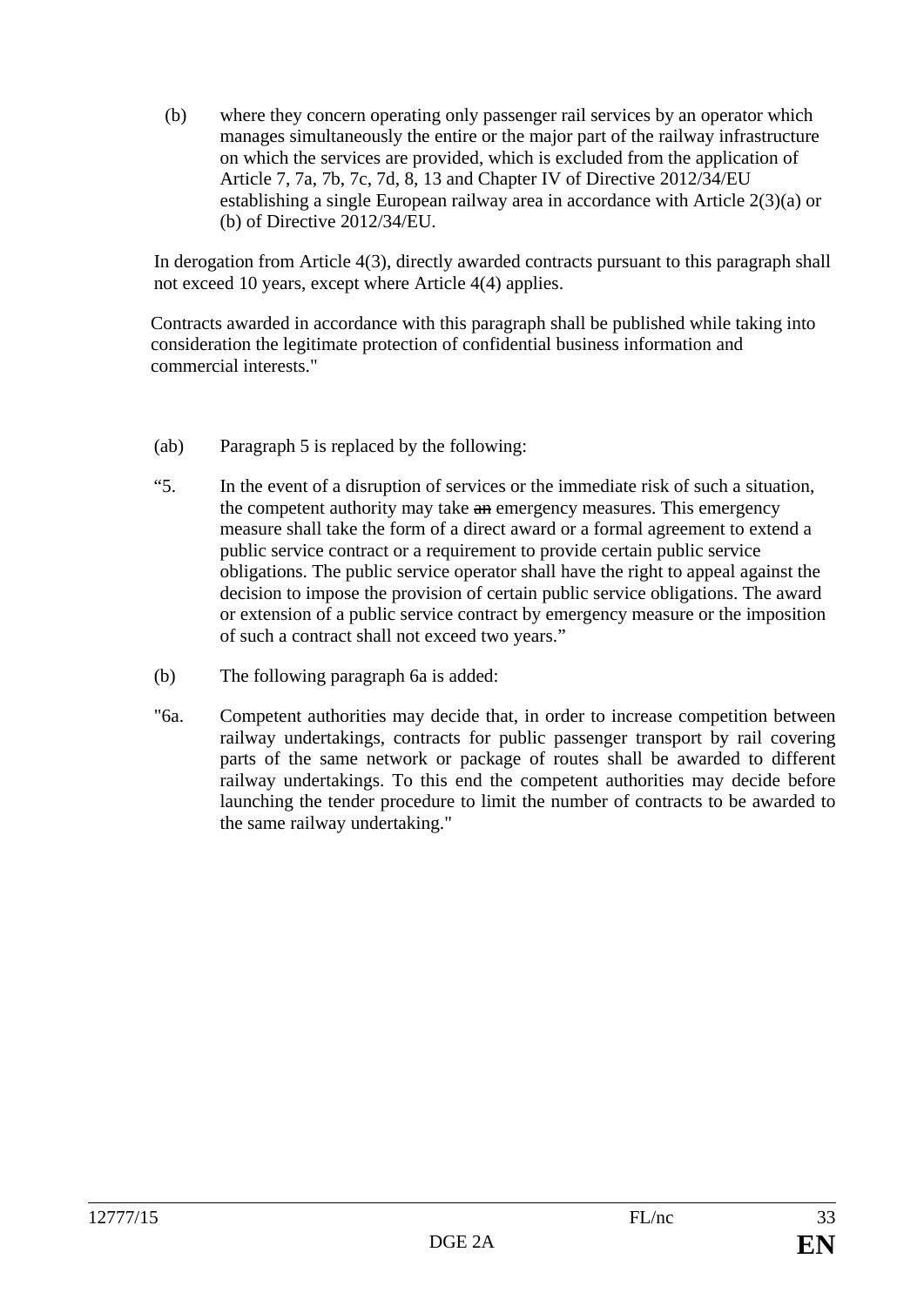(b) where they concern operating only passenger rail services by an operator which manages simultaneously the entire or the major part of the railway infrastructure on which the services are provided, which is excluded from the application of Article 7, 7a, 7b, 7c, 7d, 8, 13 and Chapter IV of Directive 2012/34/EU establishing a single European railway area in accordance with Article 2(3)(a) or (b) of Directive 2012/34/EU.

In derogation from Article 4(3), directly awarded contracts pursuant to this paragraph shall not exceed 10 years, except where Article 4(4) applies.

Contracts awarded in accordance with this paragraph shall be published while taking into consideration the legitimate protection of confidential business information and commercial interests."

(ab) Paragraph 5 is replaced by the following:

"5. In the event of a disruption of services or the immediate risk of such a situation, the competent authority may take ~~an~~ emergency measures. This emergency measure shall take the form of a direct award or a formal agreement to extend a public service contract or a requirement to provide certain public service obligations. The public service operator shall have the right to appeal against the decision to impose the provision of certain public service obligations. The award or extension of a public service contract by emergency measure or the imposition of such a contract shall not exceed two years."

(b) The following paragraph 6a is added:

"6a. Competent authorities may decide that, in order to increase competition between railway undertakings, contracts for public passenger transport by rail covering parts of the same network or package of routes shall be awarded to different railway undertakings. To this end the competent authorities may decide before launching the tender procedure to limit the number of contracts to be awarded to the same railway undertaking."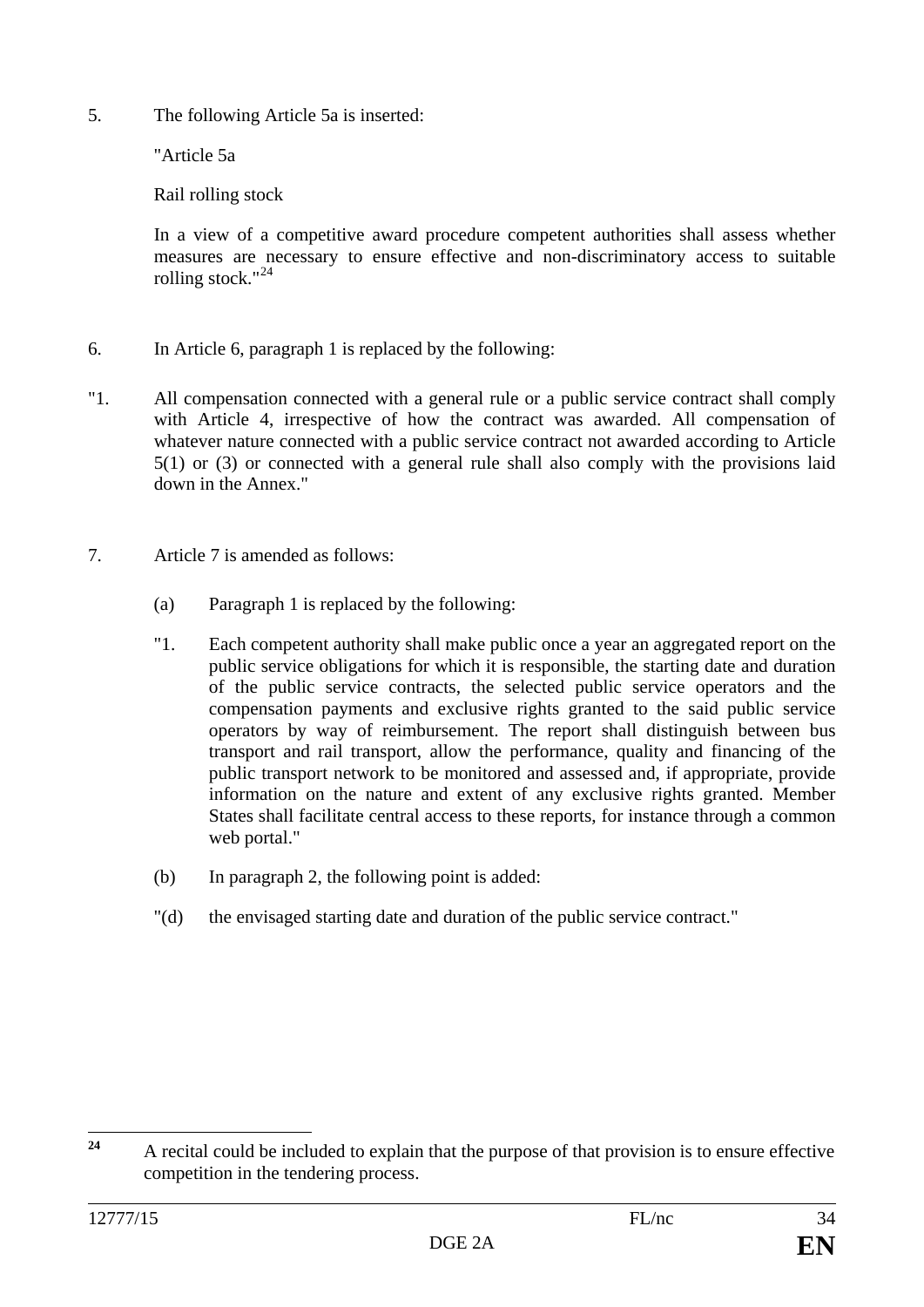5. The following Article 5a is inserted:

"Article 5a

Rail rolling stock

In a view of a competitive award procedure competent authorities shall assess whether measures are necessary to ensure effective and non-discriminatory access to suitable rolling stock."[24]

6. In Article 6, paragraph 1 is replaced by the following:

"1. All compensation connected with a general rule or a public service contract shall comply with Article 4, irrespective of how the contract was awarded. All compensation of whatever nature connected with a public service contract not awarded according to Article 5(1) or (3) or connected with a general rule shall also comply with the provisions laid down in the Annex."

7. Article 7 is amended as follows:

(a) Paragraph 1 is replaced by the following:

"1. Each competent authority shall make public once a year an aggregated report on the public service obligations for which it is responsible, the starting date and duration of the public service contracts, the selected public service operators and the compensation payments and exclusive rights granted to the said public service operators by way of reimbursement. The report shall distinguish between bus transport and rail transport, allow the performance, quality and financing of the public transport network to be monitored and assessed and, if appropriate, provide information on the nature and extent of any exclusive rights granted. Member States shall facilitate central access to these reports, for instance through a common web portal."

(b) In paragraph 2, the following point is added:

"(d) the envisaged starting date and duration of the public service contract."

---

[24] A recital could be included to explain that the purpose of that provision is to ensure effective competition in the tendering process.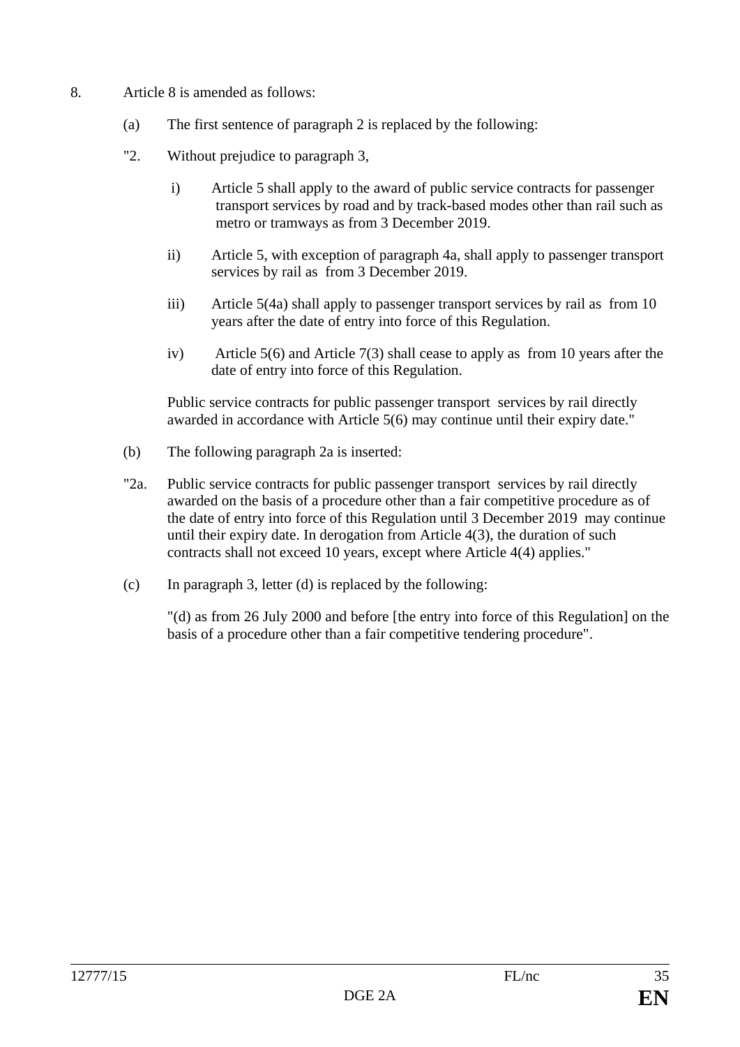8. Article 8 is amended as follows:

(a) The first sentence of paragraph 2 is replaced by the following:

"2. Without prejudice to paragraph 3,

i) Article 5 shall apply to the award of public service contracts for passenger transport services by road and by track-based modes other than rail such as metro or tramways as from 3 December 2019.

ii) Article 5, with exception of paragraph 4a, shall apply to passenger transport services by rail as from 3 December 2019.

iii) Article 5(4a) shall apply to passenger transport services by rail as from 10 years after the date of entry into force of this Regulation.

iv) Article 5(6) and Article 7(3) shall cease to apply as from 10 years after the date of entry into force of this Regulation.

Public service contracts for public passenger transport services by rail directly awarded in accordance with Article 5(6) may continue until their expiry date."

(b) The following paragraph 2a is inserted:

"2a. Public service contracts for public passenger transport services by rail directly awarded on the basis of a procedure other than a fair competitive procedure as of the date of entry into force of this Regulation until 3 December 2019 may continue until their expiry date. In derogation from Article 4(3), the duration of such contracts shall not exceed 10 years, except where Article 4(4) applies."

(c) In paragraph 3, letter (d) is replaced by the following:

"(d) as from 26 July 2000 and before [the entry into force of this Regulation] on the basis of a procedure other than a fair competitive tendering procedure".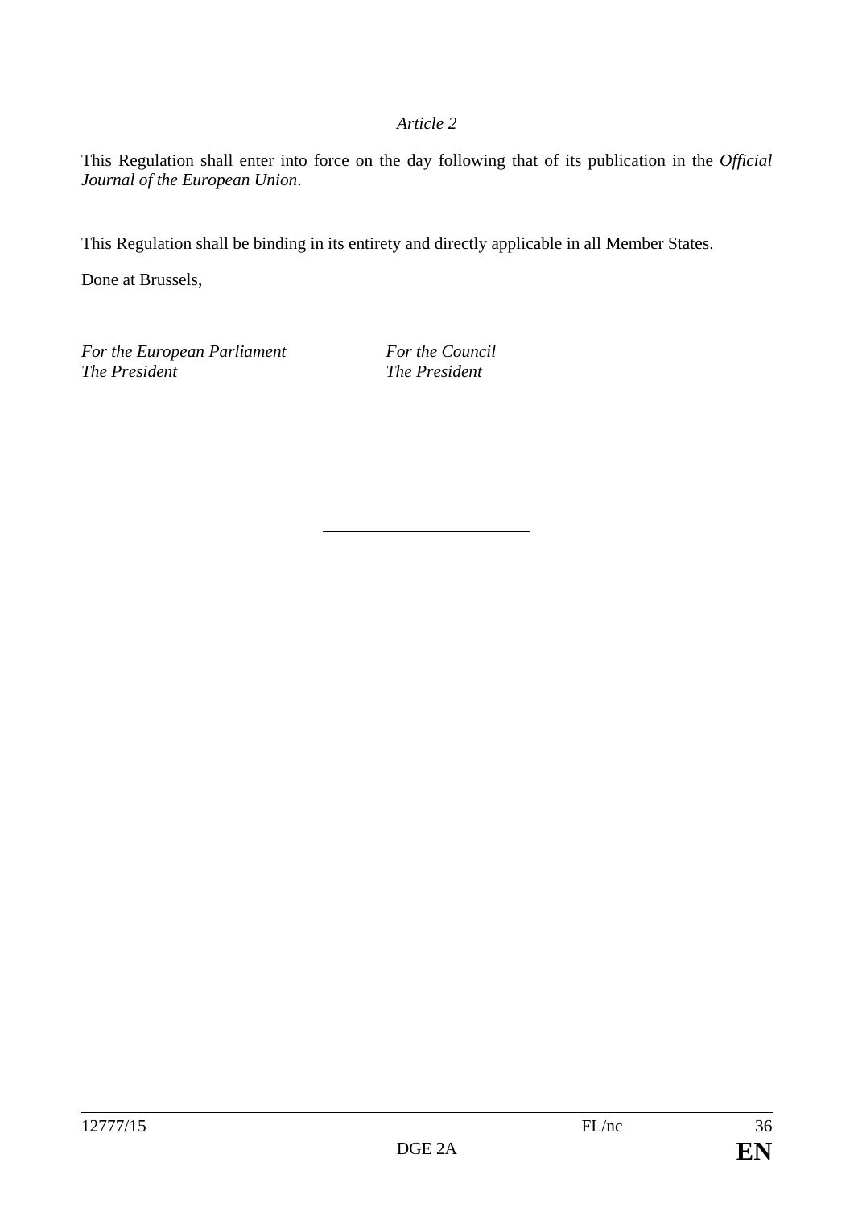*Article 2*

This Regulation shall enter into force on the day following that of its publication in the *Official Journal of the European Union*.

This Regulation shall be binding in its entirety and directly applicable in all Member States.

Done at Brussels,

*For the European Parliament*
*The President*

*For the Council*
*The President*